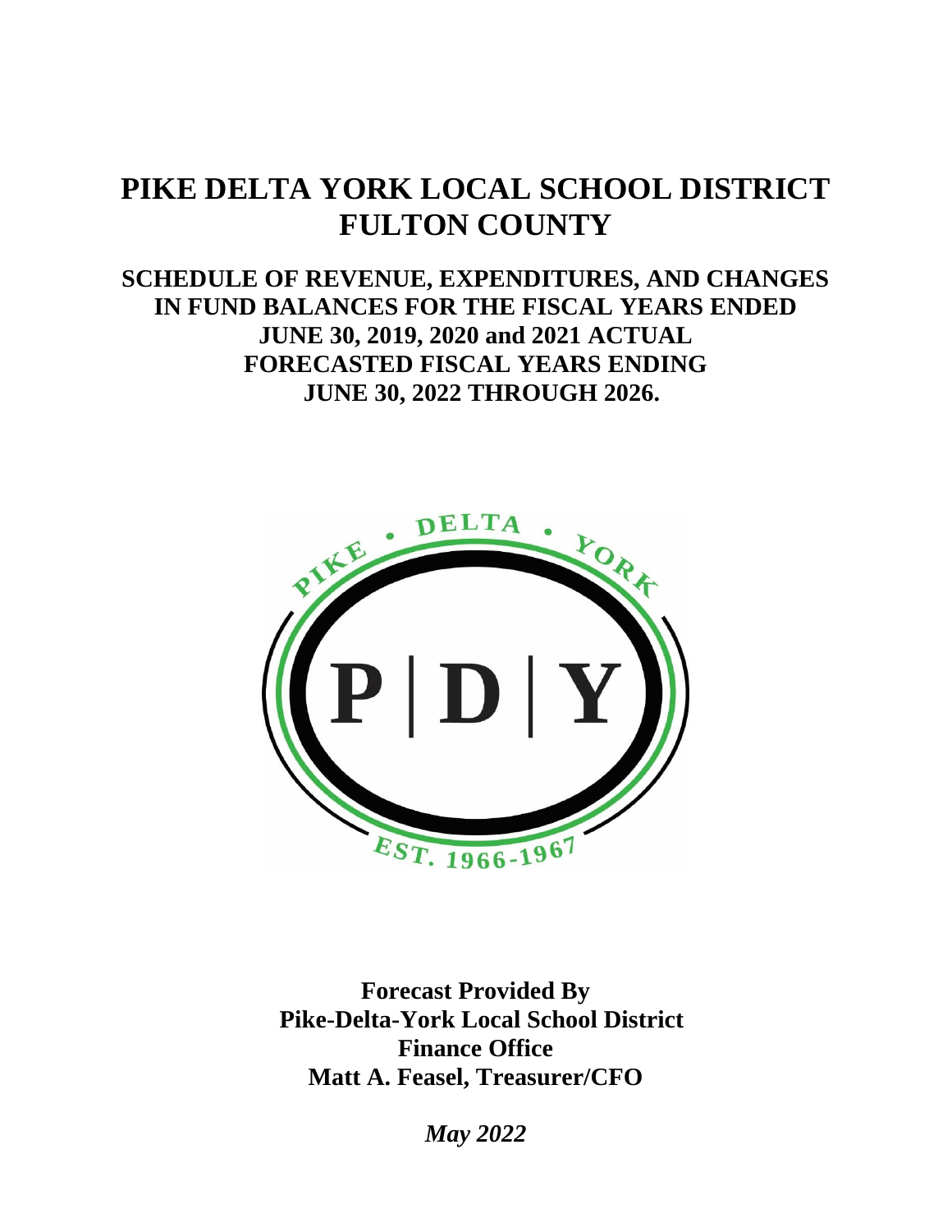# PIKE DELTA YORK LOCAL SCHOOL DISTRICT
# FULTON COUNTY

## SCHEDULE OF REVENUE, EXPENDITURES, AND CHANGES IN FUND BALANCES FOR THE FISCAL YEARS ENDED JUNE 30, 2019, 2020 and 2021 ACTUAL FORECASTED FISCAL YEARS ENDING JUNE 30, 2022 THROUGH 2026.

PIKE • DELTA • YORK

P | D | Y

EST. 1966-1967

**Forecast Provided By**
**Pike-Delta-York Local School District**
**Finance Office**
**Matt A. Feasel, Treasurer/CFO**

***May 2022***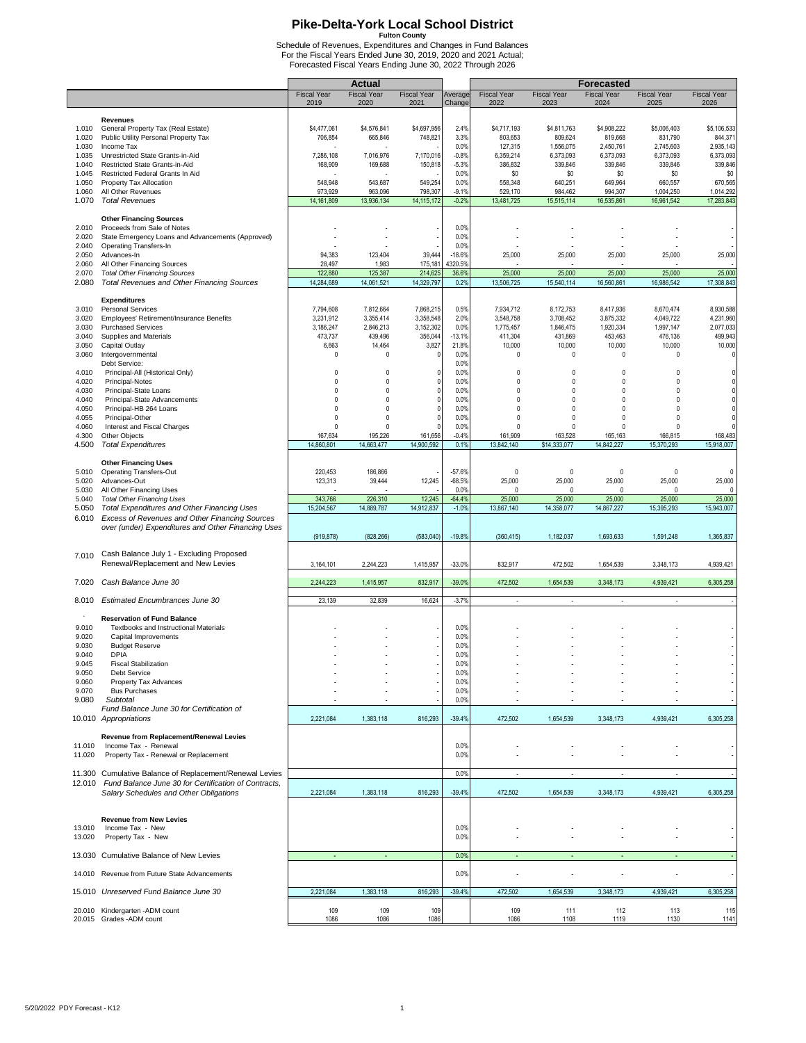# Pike-Delta-York Local School District

**Fulton County**

Schedule of Revenues, Expenditures and Changes in Fund Balances
For the Fiscal Years Ended June 30, 2019, 2020 and 2021 Actual;
Forecasted Fiscal Years Ending June 30, 2022 Through 2026

| | | Actual | | | | Forecasted | | | | |
|---|---|---|---|---|---|---|---|---|---|---|
| | | Fiscal Year 2019 | Fiscal Year 2020 | Fiscal Year 2021 | Average Change | Fiscal Year 2022 | Fiscal Year 2023 | Fiscal Year 2024 | Fiscal Year 2025 | Fiscal Year 2026 |
| | **Revenues** | | | | | | | | | |
| 1.010 | General Property Tax (Real Estate) | $4,477,061 | $4,576,841 | $4,697,956 | 2.4% | $4,717,193 | $4,811,763 | $4,908,222 | $5,006,403 | $5,106,533 |
| 1.020 | Public Utility Personal Property Tax | 706,854 | 665,846 | 748,821 | 3.3% | 803,653 | 809,624 | 819,668 | 831,790 | 844,371 |
| 1.030 | Income Tax | - | - | - | 0.0% | 127,315 | 1,556,075 | 2,450,761 | 2,745,603 | 2,935,143 |
| 1.035 | Unrestricted State Grants-in-Aid | 7,286,108 | 7,016,976 | 7,170,016 | -0.8% | 6,359,214 | 6,373,093 | 6,373,093 | 6,373,093 | 6,373,093 |
| 1.040 | Restricted State Grants-in-Aid | 168,909 | 169,688 | 150,818 | -5.3% | 386,832 | 339,846 | 339,846 | 339,846 | 339,846 |
| 1.045 | Restricted Federal Grants In Aid | - | - | - | 0.0% | $0 | $0 | $0 | $0 | $0 |
| 1.050 | Property Tax Allocation | 548,948 | 543,687 | 549,254 | 0.0% | 558,348 | 640,251 | 649,964 | 660,557 | 670,565 |
| 1.060 | All Other Revenues | 973,929 | 963,096 | 798,307 | -9.1% | 529,170 | 984,462 | 994,307 | 1,004,250 | 1,014,292 |
| 1.070 | *Total Revenues* | 14,161,809 | 13,936,134 | 14,115,172 | -0.2% | 13,481,725 | 15,515,114 | 16,535,861 | 16,961,542 | 17,283,843 |
| | **Other Financing Sources** | | | | | | | | | |
| 2.010 | Proceeds from Sale of Notes | - | - | - | 0.0% | - | - | - | - | - |
| 2.020 | State Emergency Loans and Advancements (Approved) | - | - | - | 0.0% | - | - | - | - | - |
| 2.040 | Operating Transfers-In | - | - | - | 0.0% | - | - | - | - | - |
| 2.050 | Advances-In | 94,383 | 123,404 | 39,444 | -18.6% | 25,000 | 25,000 | 25,000 | 25,000 | 25,000 |
| 2.060 | All Other Financing Sources | 28,497 | 1,983 | 175,181 | 4320.5% | - | - | - | - | - |
| 2.070 | *Total Other Financing Sources* | 122,880 | 125,387 | 214,625 | 36.6% | 25,000 | 25,000 | 25,000 | 25,000 | 25,000 |
| 2.080 | *Total Revenues and Other Financing Sources* | 14,284,689 | 14,061,521 | 14,329,797 | 0.2% | 13,506,725 | 15,540,114 | 16,560,861 | 16,986,542 | 17,308,843 |
| | **Expenditures** | | | | | | | | | |
| 3.010 | Personal Services | 7,794,608 | 7,812,664 | 7,868,215 | 0.5% | 7,934,712 | 8,172,753 | 8,417,936 | 8,670,474 | 8,930,588 |
| 3.020 | Employees' Retirement/Insurance Benefits | 3,231,912 | 3,355,414 | 3,358,548 | 2.0% | 3,548,758 | 3,708,452 | 3,875,332 | 4,049,722 | 4,231,960 |
| 3.030 | Purchased Services | 3,186,247 | 2,846,213 | 3,152,302 | 0.0% | 1,775,457 | 1,846,475 | 1,920,334 | 1,997,147 | 2,077,033 |
| 3.040 | Supplies and Materials | 473,737 | 439,496 | 356,044 | -13.1% | 411,304 | 431,869 | 453,463 | 476,136 | 499,943 |
| 3.050 | Capital Outlay | 6,663 | 14,464 | 3,827 | 21.8% | 10,000 | 10,000 | 10,000 | 10,000 | 10,000 |
| 3.060 | Intergovernmental | 0 | 0 | 0 | 0.0% | 0 | 0 | 0 | 0 | 0 |
| | Debt Service: | | | | 0.0% | | | | | |
| 4.010 | Principal-All (Historical Only) | 0 | 0 | 0 | 0.0% | 0 | 0 | 0 | 0 | 0 |
| 4.020 | Principal-Notes | 0 | 0 | 0 | 0.0% | 0 | 0 | 0 | 0 | 0 |
| 4.030 | Principal-State Loans | 0 | 0 | 0 | 0.0% | 0 | 0 | 0 | 0 | 0 |
| 4.040 | Principal-State Advancements | 0 | 0 | 0 | 0.0% | 0 | 0 | 0 | 0 | 0 |
| 4.050 | Principal-HB 264 Loans | 0 | 0 | 0 | 0.0% | 0 | 0 | 0 | 0 | 0 |
| 4.055 | Principal-Other | 0 | 0 | 0 | 0.0% | 0 | 0 | 0 | 0 | 0 |
| 4.060 | Interest and Fiscal Charges | 0 | 0 | 0 | 0.0% | 0 | 0 | 0 | 0 | 0 |
| 4.300 | Other Objects | 167,634 | 195,226 | 161,656 | -0.4% | 161,909 | 163,528 | 165,163 | 166,815 | 168,483 |
| 4.500 | *Total Expenditures* | 14,860,801 | 14,663,477 | 14,900,592 | 0.1% | 13,842,140 | $14,333,077 | 14,842,227 | 15,370,293 | 15,918,007 |
| | **Other Financing Uses** | | | | | | | | | |
| 5.010 | Operating Transfers-Out | 220,453 | 186,866 | - | -57.6% | 0 | 0 | 0 | 0 | 0 |
| 5.020 | Advances-Out | 123,313 | 39,444 | 12,245 | -68.5% | 25,000 | 25,000 | 25,000 | 25,000 | 25,000 |
| 5.030 | All Other Financing Uses | - | - | - | 0.0% | 0 | 0 | 0 | 0 | 0 |
| 5.040 | *Total Other Financing Uses* | 343,766 | 226,310 | 12,245 | -64.4% | 25,000 | 25,000 | 25,000 | 25,000 | 25,000 |
| 5.050 | *Total Expenditures and Other Financing Uses* | 15,204,567 | 14,889,787 | 14,912,837 | -1.0% | 13,867,140 | 14,358,077 | 14,867,227 | 15,395,293 | 15,943,007 |
| 6.010 | *Excess of Revenues and Other Financing Sources over (under) Expenditures and Other Financing Uses* | (919,878) | (828,266) | (583,040) | -19.8% | (360,415) | 1,182,037 | 1,693,633 | 1,591,248 | 1,365,837 |
| 7.010 | Cash Balance July 1 - Excluding Proposed Renewal/Replacement and New Levies | 3,164,101 | 2,244,223 | 1,415,957 | -33.0% | 832,917 | 472,502 | 1,654,539 | 3,348,173 | 4,939,421 |
| 7.020 | *Cash Balance June 30* | 2,244,223 | 1,415,957 | 832,917 | -39.0% | 472,502 | 1,654,539 | 3,348,173 | 4,939,421 | 6,305,258 |
| 8.010 | *Estimated Encumbrances June 30* | 23,139 | 32,839 | 16,624 | -3.7% | - | - | - | - | - |
| | **Reservation of Fund Balance** | | | | | | | | | |
| 9.010 | Textbooks and Instructional Materials | - | - | - | 0.0% | - | - | - | - | - |
| 9.020 | Capital Improvements | - | - | - | 0.0% | - | - | - | - | - |
| 9.030 | Budget Reserve | - | - | - | 0.0% | - | - | - | - | - |
| 9.040 | DPIA | - | - | - | 0.0% | - | - | - | - | - |
| 9.045 | Fiscal Stabilization | - | - | - | 0.0% | - | - | - | - | - |
| 9.050 | Debt Service | - | - | - | 0.0% | - | - | - | - | - |
| 9.060 | Property Tax Advances | - | - | - | 0.0% | - | - | - | - | - |
| 9.070 | Bus Purchases | - | - | - | 0.0% | - | - | - | - | - |
| 9.080 | *Subtotal* | - | - | - | 0.0% | - | - | - | - | - |
| 10.010 | *Fund Balance June 30 for Certification of Appropriations* | 2,221,084 | 1,383,118 | 816,293 | -39.4% | 472,502 | 1,654,539 | 3,348,173 | 4,939,421 | 6,305,258 |
| | **Revenue from Replacement/Renewal Levies** | | | | | | | | | |
| 11.010 | Income Tax - Renewal | | | | 0.0% | - | - | - | - | - |
| 11.020 | Property Tax - Renewal or Replacement | | | | 0.0% | - | - | - | - | - |
| 11.300 | Cumulative Balance of Replacement/Renewal Levies | | | | 0.0% | - | - | - | - | - |
| 12.010 | *Fund Balance June 30 for Certification of Contracts, Salary Schedules and Other Obligations* | 2,221,084 | 1,383,118 | 816,293 | -39.4% | 472,502 | 1,654,539 | 3,348,173 | 4,939,421 | 6,305,258 |
| | **Revenue from New Levies** | | | | | | | | | |
| 13.010 | Income Tax - New | | | | 0.0% | - | - | - | - | - |
| 13.020 | Property Tax - New | | | | 0.0% | - | - | - | - | - |
| 13.030 | Cumulative Balance of New Levies | - | - | - | 0.0% | - | - | - | - | - |
| 14.010 | Revenue from Future State Advancements | | | | 0.0% | - | - | - | - | - |
| 15.010 | *Unreserved Fund Balance June 30* | 2,221,084 | 1,383,118 | 816,293 | -39.4% | 472,502 | 1,654,539 | 3,348,173 | 4,939,421 | 6,305,258 |
| 20.010 | Kindergarten -ADM count | 109 | 109 | 109 | | 109 | 111 | 112 | 113 | 115 |
| 20.015 | Grades -ADM count | 1086 | 1086 | 1086 | | 1086 | 1108 | 1119 | 1130 | 1141 |

5/20/2022 PDY Forecast - K12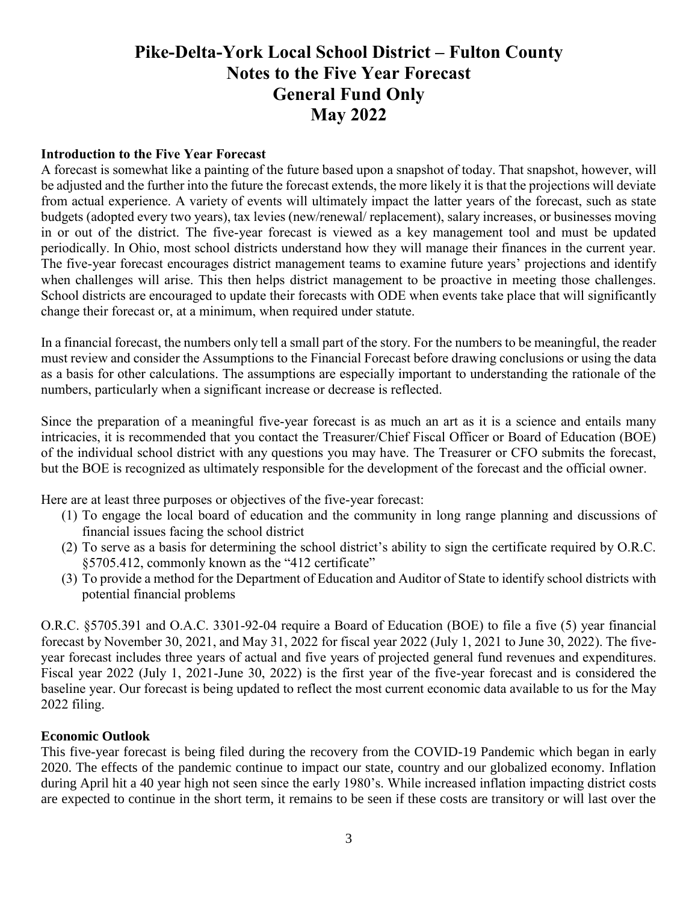# Pike-Delta-York Local School District – Fulton County
# Notes to the Five Year Forecast
# General Fund Only
# May 2022

**Introduction to the Five Year Forecast**

A forecast is somewhat like a painting of the future based upon a snapshot of today. That snapshot, however, will be adjusted and the further into the future the forecast extends, the more likely it is that the projections will deviate from actual experience. A variety of events will ultimately impact the latter years of the forecast, such as state budgets (adopted every two years), tax levies (new/renewal/ replacement), salary increases, or businesses moving in or out of the district. The five-year forecast is viewed as a key management tool and must be updated periodically. In Ohio, most school districts understand how they will manage their finances in the current year. The five-year forecast encourages district management teams to examine future years' projections and identify when challenges will arise. This then helps district management to be proactive in meeting those challenges. School districts are encouraged to update their forecasts with ODE when events take place that will significantly change their forecast or, at a minimum, when required under statute.

In a financial forecast, the numbers only tell a small part of the story. For the numbers to be meaningful, the reader must review and consider the Assumptions to the Financial Forecast before drawing conclusions or using the data as a basis for other calculations. The assumptions are especially important to understanding the rationale of the numbers, particularly when a significant increase or decrease is reflected.

Since the preparation of a meaningful five-year forecast is as much an art as it is a science and entails many intricacies, it is recommended that you contact the Treasurer/Chief Fiscal Officer or Board of Education (BOE) of the individual school district with any questions you may have. The Treasurer or CFO submits the forecast, but the BOE is recognized as ultimately responsible for the development of the forecast and the official owner.

Here are at least three purposes or objectives of the five-year forecast:

(1) To engage the local board of education and the community in long range planning and discussions of financial issues facing the school district
(2) To serve as a basis for determining the school district's ability to sign the certificate required by O.R.C. §5705.412, commonly known as the "412 certificate"
(3) To provide a method for the Department of Education and Auditor of State to identify school districts with potential financial problems

O.R.C. §5705.391 and O.A.C. 3301-92-04 require a Board of Education (BOE) to file a five (5) year financial forecast by November 30, 2021, and May 31, 2022 for fiscal year 2022 (July 1, 2021 to June 30, 2022). The five-year forecast includes three years of actual and five years of projected general fund revenues and expenditures. Fiscal year 2022 (July 1, 2021-June 30, 2022) is the first year of the five-year forecast and is considered the baseline year. Our forecast is being updated to reflect the most current economic data available to us for the May 2022 filing.

**Economic Outlook**

This five-year forecast is being filed during the recovery from the COVID-19 Pandemic which began in early 2020. The effects of the pandemic continue to impact our state, country and our globalized economy. Inflation during April hit a 40 year high not seen since the early 1980's. While increased inflation impacting district costs are expected to continue in the short term, it remains to be seen if these costs are transitory or will last over the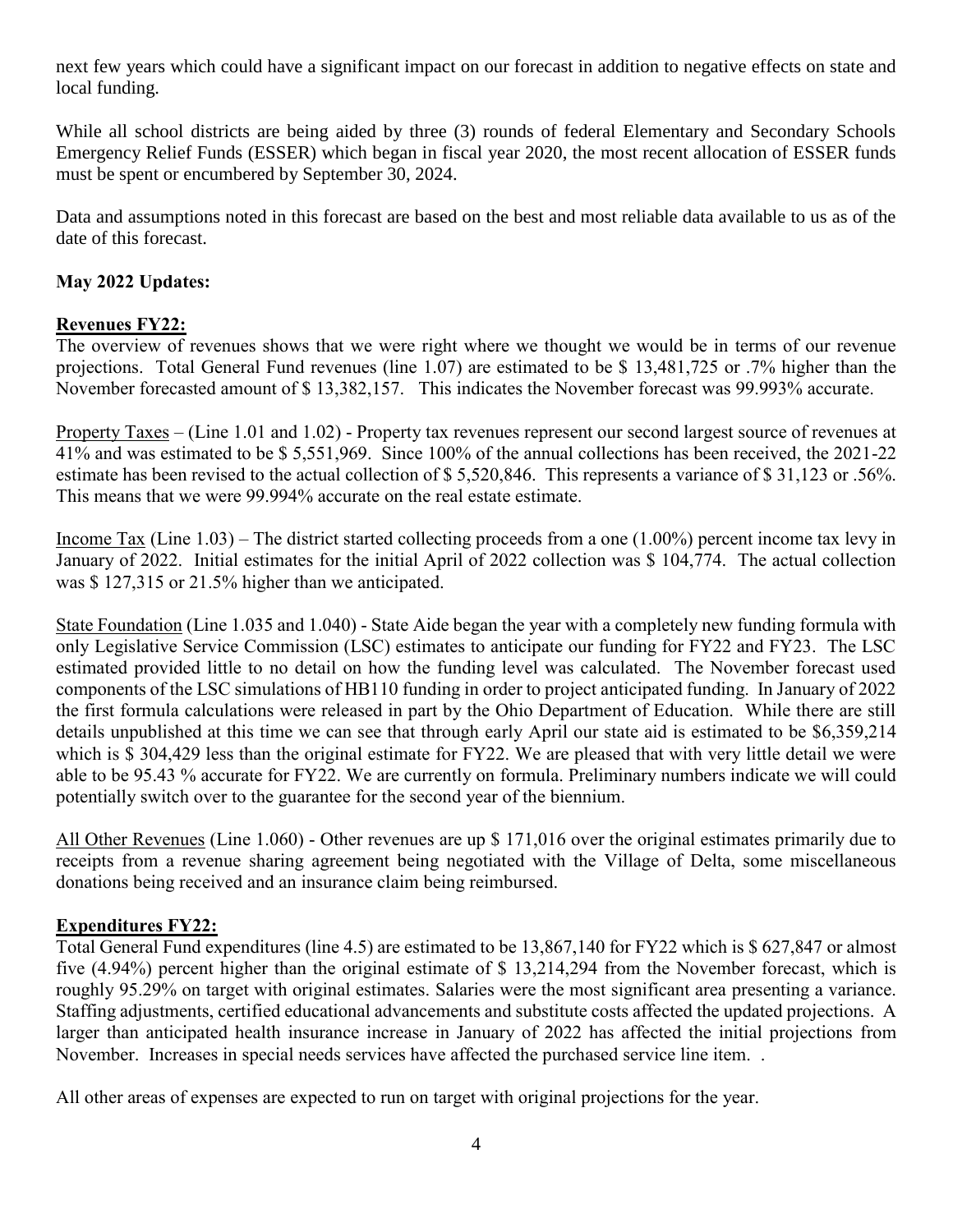next few years which could have a significant impact on our forecast in addition to negative effects on state and local funding.

While all school districts are being aided by three (3) rounds of federal Elementary and Secondary Schools Emergency Relief Funds (ESSER) which began in fiscal year 2020, the most recent allocation of ESSER funds must be spent or encumbered by September 30, 2024.

Data and assumptions noted in this forecast are based on the best and most reliable data available to us as of the date of this forecast.

**May 2022 Updates:**

**Revenues FY22:**

The overview of revenues shows that we were right where we thought we would be in terms of our revenue projections. Total General Fund revenues (line 1.07) are estimated to be $ 13,481,725 or .7% higher than the November forecasted amount of $ 13,382,157. This indicates the November forecast was 99.993% accurate.

Property Taxes – (Line 1.01 and 1.02) - Property tax revenues represent our second largest source of revenues at 41% and was estimated to be $ 5,551,969. Since 100% of the annual collections has been received, the 2021-22 estimate has been revised to the actual collection of $ 5,520,846. This represents a variance of $ 31,123 or .56%. This means that we were 99.994% accurate on the real estate estimate.

Income Tax (Line 1.03) – The district started collecting proceeds from a one (1.00%) percent income tax levy in January of 2022. Initial estimates for the initial April of 2022 collection was $ 104,774. The actual collection was $ 127,315 or 21.5% higher than we anticipated.

State Foundation (Line 1.035 and 1.040) - State Aide began the year with a completely new funding formula with only Legislative Service Commission (LSC) estimates to anticipate our funding for FY22 and FY23. The LSC estimated provided little to no detail on how the funding level was calculated. The November forecast used components of the LSC simulations of HB110 funding in order to project anticipated funding. In January of 2022 the first formula calculations were released in part by the Ohio Department of Education. While there are still details unpublished at this time we can see that through early April our state aid is estimated to be $6,359,214 which is $ 304,429 less than the original estimate for FY22. We are pleased that with very little detail we were able to be 95.43 % accurate for FY22. We are currently on formula. Preliminary numbers indicate we will could potentially switch over to the guarantee for the second year of the biennium.

All Other Revenues (Line 1.060) - Other revenues are up $ 171,016 over the original estimates primarily due to receipts from a revenue sharing agreement being negotiated with the Village of Delta, some miscellaneous donations being received and an insurance claim being reimbursed.

**Expenditures FY22:**

Total General Fund expenditures (line 4.5) are estimated to be 13,867,140 for FY22 which is $ 627,847 or almost five (4.94%) percent higher than the original estimate of $ 13,214,294 from the November forecast, which is roughly 95.29% on target with original estimates. Salaries were the most significant area presenting a variance. Staffing adjustments, certified educational advancements and substitute costs affected the updated projections. A larger than anticipated health insurance increase in January of 2022 has affected the initial projections from November. Increases in special needs services have affected the purchased service line item. .

All other areas of expenses are expected to run on target with original projections for the year.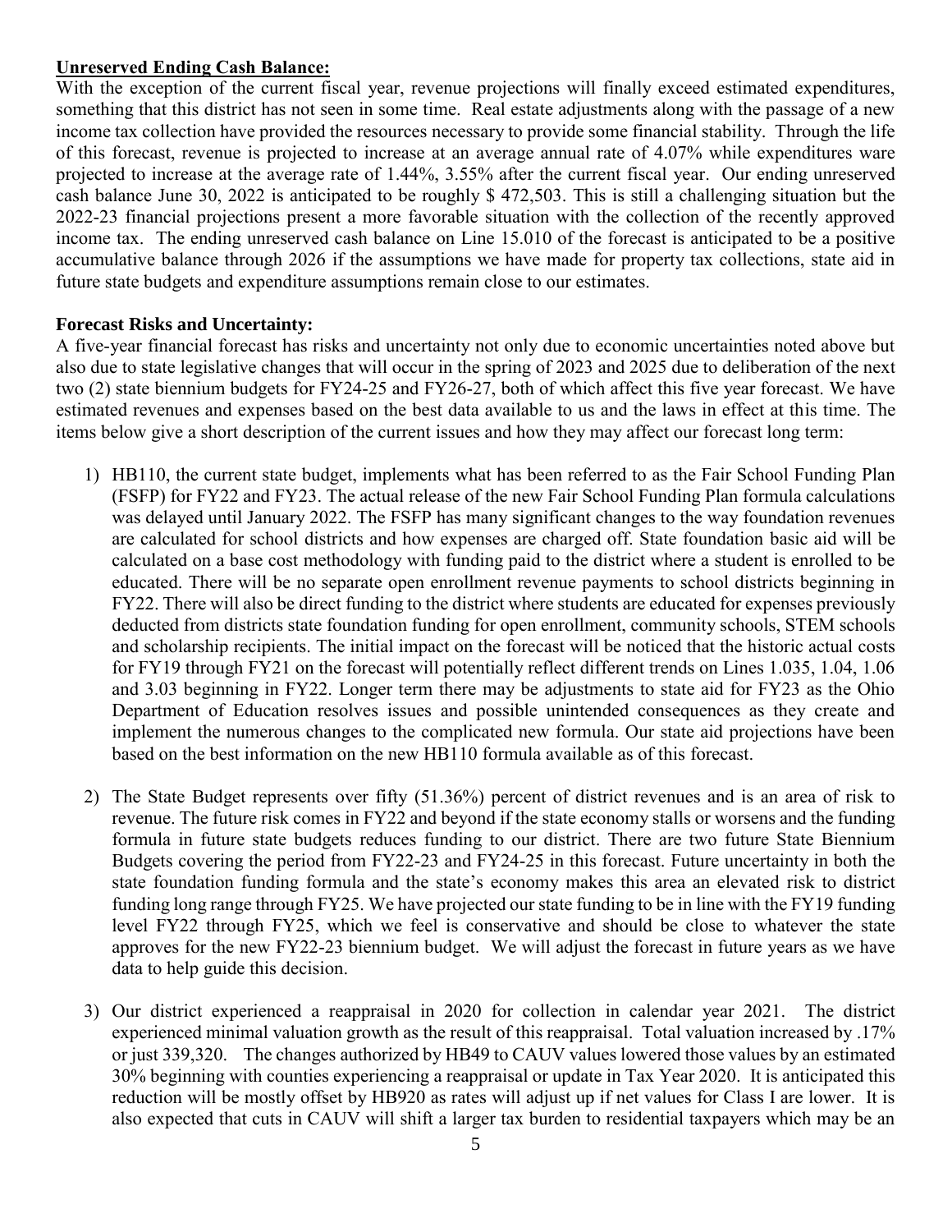**Unreserved Ending Cash Balance:**

With the exception of the current fiscal year, revenue projections will finally exceed estimated expenditures, something that this district has not seen in some time. Real estate adjustments along with the passage of a new income tax collection have provided the resources necessary to provide some financial stability. Through the life of this forecast, revenue is projected to increase at an average annual rate of 4.07% while expenditures ware projected to increase at the average rate of 1.44%, 3.55% after the current fiscal year. Our ending unreserved cash balance June 30, 2022 is anticipated to be roughly $ 472,503. This is still a challenging situation but the 2022-23 financial projections present a more favorable situation with the collection of the recently approved income tax. The ending unreserved cash balance on Line 15.010 of the forecast is anticipated to be a positive accumulative balance through 2026 if the assumptions we have made for property tax collections, state aid in future state budgets and expenditure assumptions remain close to our estimates.

**Forecast Risks and Uncertainty:**

A five-year financial forecast has risks and uncertainty not only due to economic uncertainties noted above but also due to state legislative changes that will occur in the spring of 2023 and 2025 due to deliberation of the next two (2) state biennium budgets for FY24-25 and FY26-27, both of which affect this five year forecast. We have estimated revenues and expenses based on the best data available to us and the laws in effect at this time. The items below give a short description of the current issues and how they may affect our forecast long term:

1) HB110, the current state budget, implements what has been referred to as the Fair School Funding Plan (FSFP) for FY22 and FY23. The actual release of the new Fair School Funding Plan formula calculations was delayed until January 2022. The FSFP has many significant changes to the way foundation revenues are calculated for school districts and how expenses are charged off. State foundation basic aid will be calculated on a base cost methodology with funding paid to the district where a student is enrolled to be educated. There will be no separate open enrollment revenue payments to school districts beginning in FY22. There will also be direct funding to the district where students are educated for expenses previously deducted from districts state foundation funding for open enrollment, community schools, STEM schools and scholarship recipients. The initial impact on the forecast will be noticed that the historic actual costs for FY19 through FY21 on the forecast will potentially reflect different trends on Lines 1.035, 1.04, 1.06 and 3.03 beginning in FY22. Longer term there may be adjustments to state aid for FY23 as the Ohio Department of Education resolves issues and possible unintended consequences as they create and implement the numerous changes to the complicated new formula. Our state aid projections have been based on the best information on the new HB110 formula available as of this forecast.

2) The State Budget represents over fifty (51.36%) percent of district revenues and is an area of risk to revenue. The future risk comes in FY22 and beyond if the state economy stalls or worsens and the funding formula in future state budgets reduces funding to our district. There are two future State Biennium Budgets covering the period from FY22-23 and FY24-25 in this forecast. Future uncertainty in both the state foundation funding formula and the state's economy makes this area an elevated risk to district funding long range through FY25. We have projected our state funding to be in line with the FY19 funding level FY22 through FY25, which we feel is conservative and should be close to whatever the state approves for the new FY22-23 biennium budget. We will adjust the forecast in future years as we have data to help guide this decision.

3) Our district experienced a reappraisal in 2020 for collection in calendar year 2021. The district experienced minimal valuation growth as the result of this reappraisal. Total valuation increased by .17% or just 339,320. The changes authorized by HB49 to CAUV values lowered those values by an estimated 30% beginning with counties experiencing a reappraisal or update in Tax Year 2020. It is anticipated this reduction will be mostly offset by HB920 as rates will adjust up if net values for Class I are lower. It is also expected that cuts in CAUV will shift a larger tax burden to residential taxpayers which may be an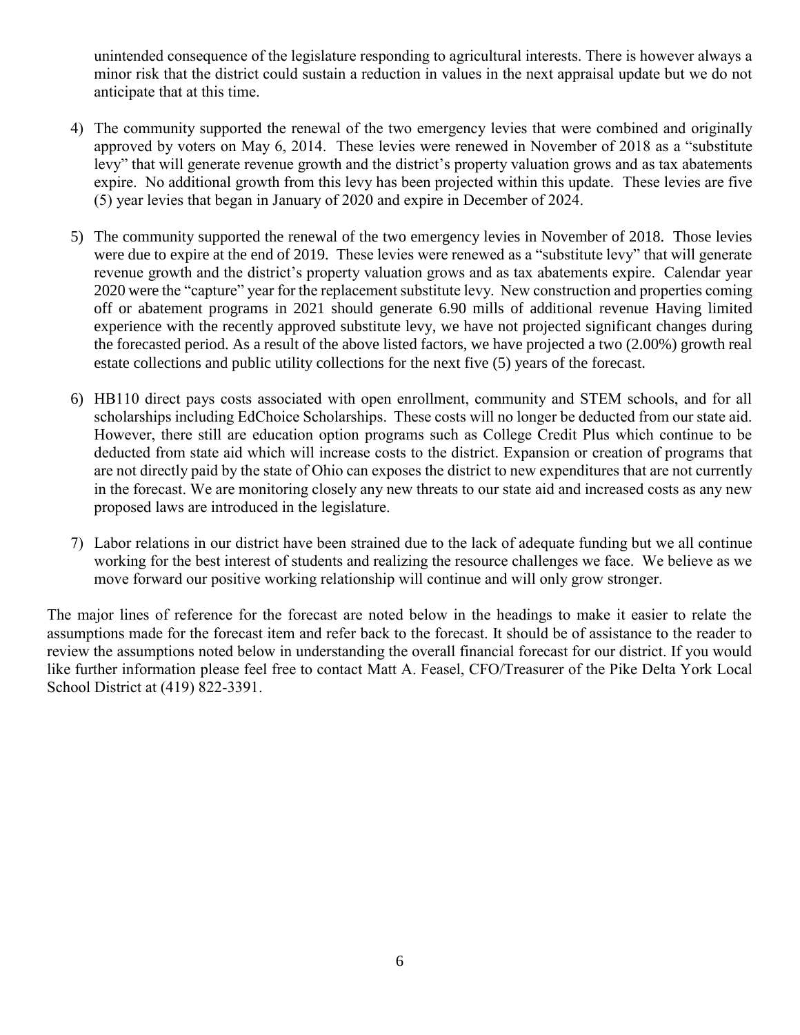unintended consequence of the legislature responding to agricultural interests. There is however always a minor risk that the district could sustain a reduction in values in the next appraisal update but we do not anticipate that at this time.

4) The community supported the renewal of the two emergency levies that were combined and originally approved by voters on May 6, 2014. These levies were renewed in November of 2018 as a "substitute levy" that will generate revenue growth and the district's property valuation grows and as tax abatements expire. No additional growth from this levy has been projected within this update. These levies are five (5) year levies that began in January of 2020 and expire in December of 2024.

5) The community supported the renewal of the two emergency levies in November of 2018. Those levies were due to expire at the end of 2019. These levies were renewed as a "substitute levy" that will generate revenue growth and the district's property valuation grows and as tax abatements expire. Calendar year 2020 were the "capture" year for the replacement substitute levy. New construction and properties coming off or abatement programs in 2021 should generate 6.90 mills of additional revenue Having limited experience with the recently approved substitute levy, we have not projected significant changes during the forecasted period. As a result of the above listed factors, we have projected a two (2.00%) growth real estate collections and public utility collections for the next five (5) years of the forecast.

6) HB110 direct pays costs associated with open enrollment, community and STEM schools, and for all scholarships including EdChoice Scholarships. These costs will no longer be deducted from our state aid. However, there still are education option programs such as College Credit Plus which continue to be deducted from state aid which will increase costs to the district. Expansion or creation of programs that are not directly paid by the state of Ohio can exposes the district to new expenditures that are not currently in the forecast. We are monitoring closely any new threats to our state aid and increased costs as any new proposed laws are introduced in the legislature.

7) Labor relations in our district have been strained due to the lack of adequate funding but we all continue working for the best interest of students and realizing the resource challenges we face. We believe as we move forward our positive working relationship will continue and will only grow stronger.

The major lines of reference for the forecast are noted below in the headings to make it easier to relate the assumptions made for the forecast item and refer back to the forecast. It should be of assistance to the reader to review the assumptions noted below in understanding the overall financial forecast for our district. If you would like further information please feel free to contact Matt A. Feasel, CFO/Treasurer of the Pike Delta York Local School District at (419) 822-3391.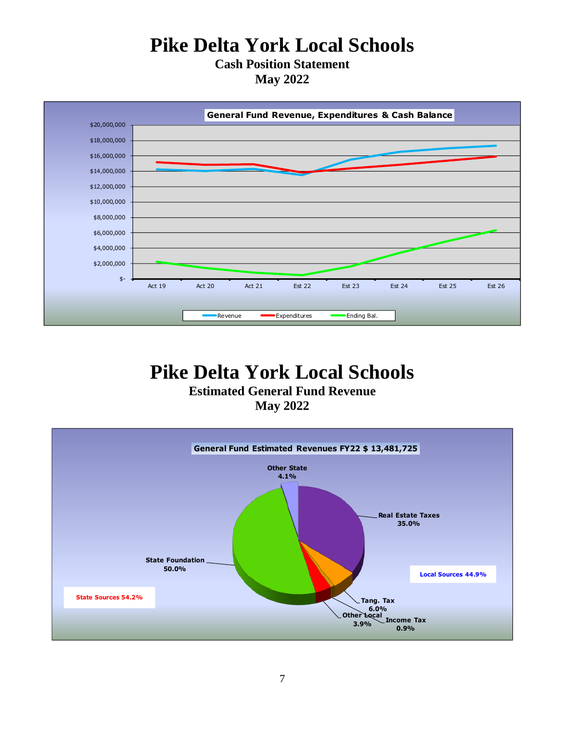# Pike Delta York Local Schools

## Cash Position Statement
## May 2022

**General Fund Revenue, Expenditures & Cash Balance**

$20,000,000
$18,000,000
$16,000,000
$14,000,000
$12,000,000
$10,000,000
$8,000,000
$6,000,000
$4,000,000
$2,000,000
$-

Act 19 | Act 20 | Act 21 | Est 22 | Est 23 | Est 24 | Est 25 | Est 26

Revenue | Expenditures | Ending Bal.

# Pike Delta York Local Schools

## Estimated General Fund Revenue
## May 2022

**General Fund Estimated Revenues FY22 $ 13,481,725**

Other State 4.1%

Real Estate Taxes 35.0%

State Foundation 50.0%

Local Sources 44.9%

State Sources 54.2%

Tang. Tax 6.0%

Other Local 3.9%

Income Tax 0.9%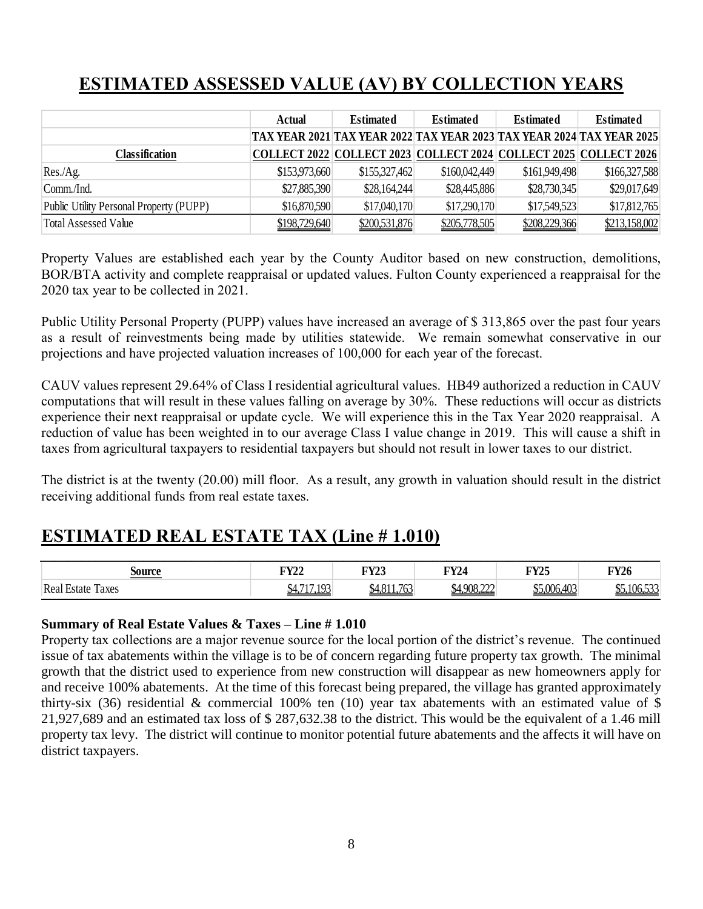# ESTIMATED ASSESSED VALUE (AV) BY COLLECTION YEARS

| | Actual | Estimated | Estimated | Estimated | Estimated |
|---|---|---|---|---|---|
| | TAX YEAR 2021 | TAX YEAR 2022 | TAX YEAR 2023 | TAX YEAR 2024 | TAX YEAR 2025 |
| Classification | COLLECT 2022 | COLLECT 2023 | COLLECT 2024 | COLLECT 2025 | COLLECT 2026 |
| Res./Ag. | $153,973,660 | $155,327,462 | $160,042,449 | $161,949,498 | $166,327,588 |
| Comm./Ind. | $27,885,390 | $28,164,244 | $28,445,886 | $28,730,345 | $29,017,649 |
| Public Utility Personal Property (PUPP) | $16,870,590 | $17,040,170 | $17,290,170 | $17,549,523 | $17,812,765 |
| Total Assessed Value | $198,729,640 | $200,531,876 | $205,778,505 | $208,229,366 | $213,158,002 |

Property Values are established each year by the County Auditor based on new construction, demolitions, BOR/BTA activity and complete reappraisal or updated values. Fulton County experienced a reappraisal for the 2020 tax year to be collected in 2021.

Public Utility Personal Property (PUPP) values have increased an average of $ 313,865 over the past four years as a result of reinvestments being made by utilities statewide. We remain somewhat conservative in our projections and have projected valuation increases of 100,000 for each year of the forecast.

CAUV values represent 29.64% of Class I residential agricultural values. HB49 authorized a reduction in CAUV computations that will result in these values falling on average by 30%. These reductions will occur as districts experience their next reappraisal or update cycle. We will experience this in the Tax Year 2020 reappraisal. A reduction of value has been weighted in to our average Class I value change in 2019. This will cause a shift in taxes from agricultural taxpayers to residential taxpayers but should not result in lower taxes to our district.

The district is at the twenty (20.00) mill floor. As a result, any growth in valuation should result in the district receiving additional funds from real estate taxes.

# ESTIMATED REAL ESTATE TAX (Line # 1.010)

| Source | FY22 | FY23 | FY24 | FY25 | FY26 |
|---|---|---|---|---|---|
| Real Estate Taxes | $4,717,193 | $4,811,763 | $4,908,222 | $5,006,403 | $5,106,533 |

**Summary of Real Estate Values & Taxes – Line # 1.010**

Property tax collections are a major revenue source for the local portion of the district's revenue. The continued issue of tax abatements within the village is to be of concern regarding future property tax growth. The minimal growth that the district used to experience from new construction will disappear as new homeowners apply for and receive 100% abatements. At the time of this forecast being prepared, the village has granted approximately thirty-six (36) residential & commercial 100% ten (10) year tax abatements with an estimated value of $ 21,927,689 and an estimated tax loss of $ 287,632.38 to the district. This would be the equivalent of a 1.46 mill property tax levy. The district will continue to monitor potential future abatements and the affects it will have on district taxpayers.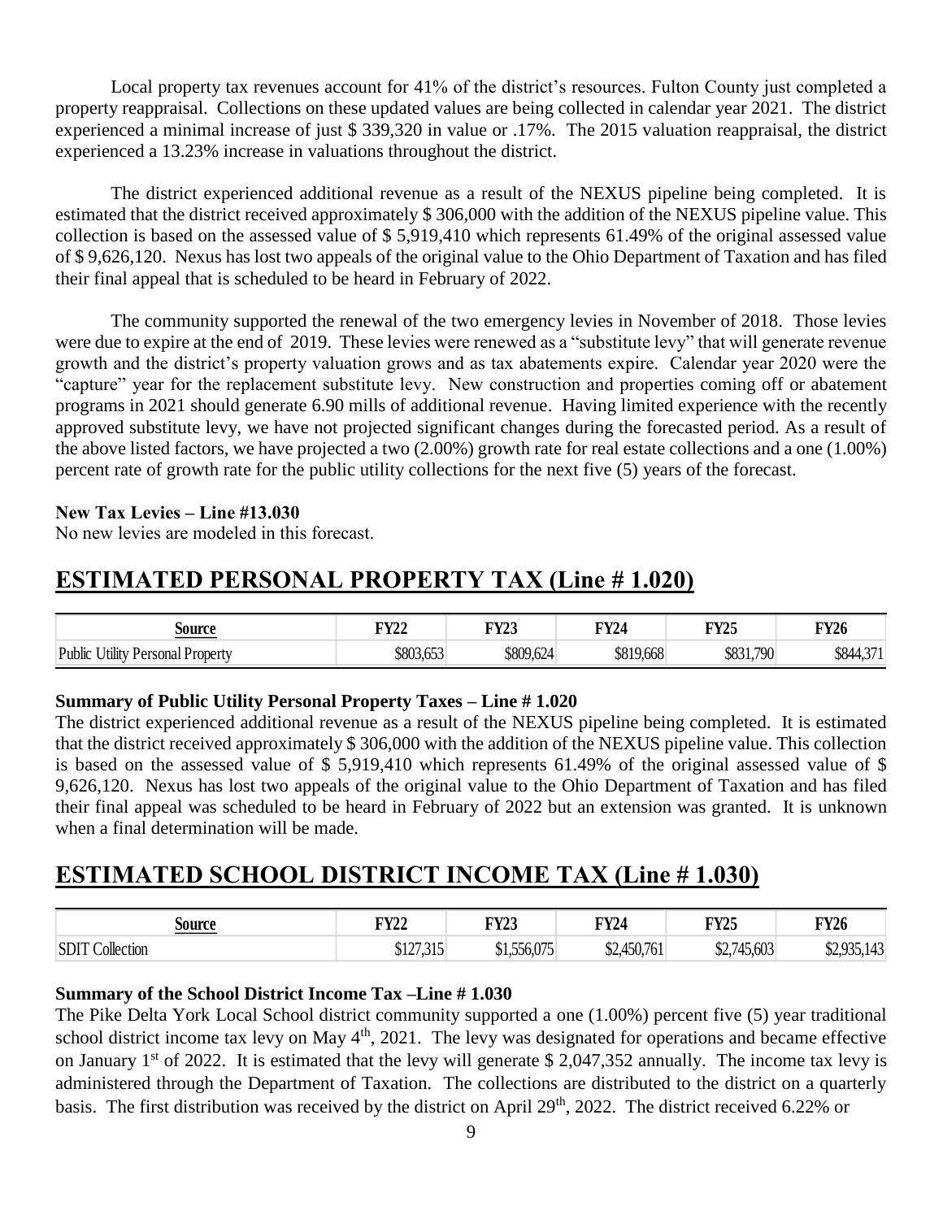Local property tax revenues account for 41% of the district's resources. Fulton County just completed a property reappraisal. Collections on these updated values are being collected in calendar year 2021. The district experienced a minimal increase of just $ 339,320 in value or .17%. The 2015 valuation reappraisal, the district experienced a 13.23% increase in valuations throughout the district.

The district experienced additional revenue as a result of the NEXUS pipeline being completed. It is estimated that the district received approximately $ 306,000 with the addition of the NEXUS pipeline value. This collection is based on the assessed value of $ 5,919,410 which represents 61.49% of the original assessed value of $ 9,626,120. Nexus has lost two appeals of the original value to the Ohio Department of Taxation and has filed their final appeal that is scheduled to be heard in February of 2022.

The community supported the renewal of the two emergency levies in November of 2018. Those levies were due to expire at the end of 2019. These levies were renewed as a "substitute levy" that will generate revenue growth and the district's property valuation grows and as tax abatements expire. Calendar year 2020 were the "capture" year for the replacement substitute levy. New construction and properties coming off or abatement programs in 2021 should generate 6.90 mills of additional revenue. Having limited experience with the recently approved substitute levy, we have not projected significant changes during the forecasted period. As a result of the above listed factors, we have projected a two (2.00%) growth rate for real estate collections and a one (1.00%) percent rate of growth rate for the public utility collections for the next five (5) years of the forecast.

**New Tax Levies – Line #13.030**
No new levies are modeled in this forecast.

## ESTIMATED PERSONAL PROPERTY TAX (Line # 1.020)

| Source | FY22 | FY23 | FY24 | FY25 | FY26 |
|---|---|---|---|---|---|
| Public Utility Personal Property | $803,653 | $809,624 | $819,668 | $831,790 | $844,371 |

**Summary of Public Utility Personal Property Taxes – Line # 1.020**
The district experienced additional revenue as a result of the NEXUS pipeline being completed. It is estimated that the district received approximately $ 306,000 with the addition of the NEXUS pipeline value. This collection is based on the assessed value of $ 5,919,410 which represents 61.49% of the original assessed value of $ 9,626,120. Nexus has lost two appeals of the original value to the Ohio Department of Taxation and has filed their final appeal was scheduled to be heard in February of 2022 but an extension was granted. It is unknown when a final determination will be made.

## ESTIMATED SCHOOL DISTRICT INCOME TAX (Line # 1.030)

| Source | FY22 | FY23 | FY24 | FY25 | FY26 |
|---|---|---|---|---|---|
| SDIT Collection | $127,315 | $1,556,075 | $2,450,761 | $2,745,603 | $2,935,143 |

**Summary of the School District Income Tax –Line # 1.030**
The Pike Delta York Local School district community supported a one (1.00%) percent five (5) year traditional school district income tax levy on May 4th, 2021. The levy was designated for operations and became effective on January 1st of 2022. It is estimated that the levy will generate $ 2,047,352 annually. The income tax levy is administered through the Department of Taxation. The collections are distributed to the district on a quarterly basis. The first distribution was received by the district on April 29th, 2022. The district received 6.22% or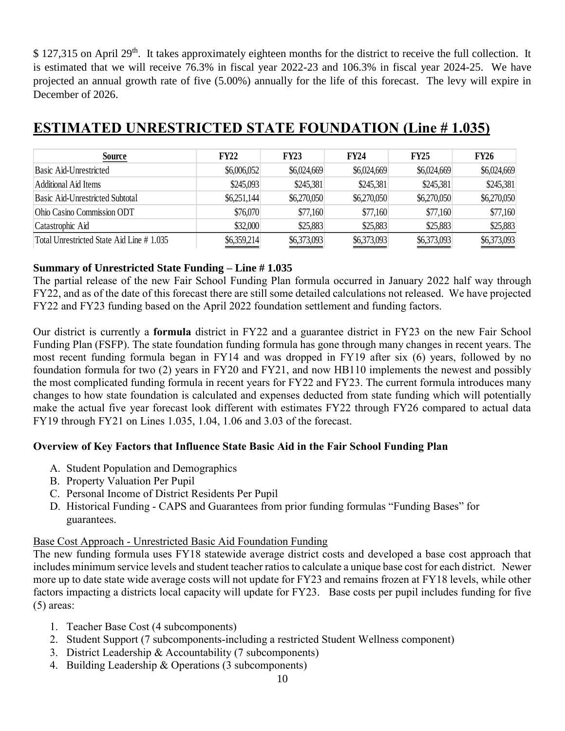$ 127,315 on April 29th. It takes approximately eighteen months for the district to receive the full collection. It is estimated that we will receive 76.3% in fiscal year 2022-23 and 106.3% in fiscal year 2024-25. We have projected an annual growth rate of five (5.00%) annually for the life of this forecast. The levy will expire in December of 2026.

# ESTIMATED UNRESTRICTED STATE FOUNDATION (Line # 1.035)

| Source | FY22 | FY23 | FY24 | FY25 | FY26 |
|---|---|---|---|---|---|
| Basic Aid-Unrestricted | $6,006,052 | $6,024,669 | $6,024,669 | $6,024,669 | $6,024,669 |
| Additional Aid Items | $245,093 | $245,381 | $245,381 | $245,381 | $245,381 |
| Basic Aid-Unrestricted Subtotal | $6,251,144 | $6,270,050 | $6,270,050 | $6,270,050 | $6,270,050 |
| Ohio Casino Commission ODT | $76,070 | $77,160 | $77,160 | $77,160 | $77,160 |
| Catastrophic Aid | $32,000 | $25,883 | $25,883 | $25,883 | $25,883 |
| Total Unrestricted State Aid Line # 1.035 | $6,359,214 | $6,373,093 | $6,373,093 | $6,373,093 | $6,373,093 |

**Summary of Unrestricted State Funding – Line # 1.035**

The partial release of the new Fair School Funding Plan formula occurred in January 2022 half way through FY22, and as of the date of this forecast there are still some detailed calculations not released. We have projected FY22 and FY23 funding based on the April 2022 foundation settlement and funding factors.

Our district is currently a **formula** district in FY22 and a guarantee district in FY23 on the new Fair School Funding Plan (FSFP). The state foundation funding formula has gone through many changes in recent years. The most recent funding formula began in FY14 and was dropped in FY19 after six (6) years, followed by no foundation formula for two (2) years in FY20 and FY21, and now HB110 implements the newest and possibly the most complicated funding formula in recent years for FY22 and FY23. The current formula introduces many changes to how state foundation is calculated and expenses deducted from state funding which will potentially make the actual five year forecast look different with estimates FY22 through FY26 compared to actual data FY19 through FY21 on Lines 1.035, 1.04, 1.06 and 3.03 of the forecast.

**Overview of Key Factors that Influence State Basic Aid in the Fair School Funding Plan**

A. Student Population and Demographics
B. Property Valuation Per Pupil
C. Personal Income of District Residents Per Pupil
D. Historical Funding - CAPS and Guarantees from prior funding formulas "Funding Bases" for guarantees.

Base Cost Approach - Unrestricted Basic Aid Foundation Funding

The new funding formula uses FY18 statewide average district costs and developed a base cost approach that includes minimum service levels and student teacher ratios to calculate a unique base cost for each district. Newer more up to date state wide average costs will not update for FY23 and remains frozen at FY18 levels, while other factors impacting a districts local capacity will update for FY23. Base costs per pupil includes funding for five (5) areas:

1. Teacher Base Cost (4 subcomponents)
2. Student Support (7 subcomponents-including a restricted Student Wellness component)
3. District Leadership & Accountability (7 subcomponents)
4. Building Leadership & Operations (3 subcomponents)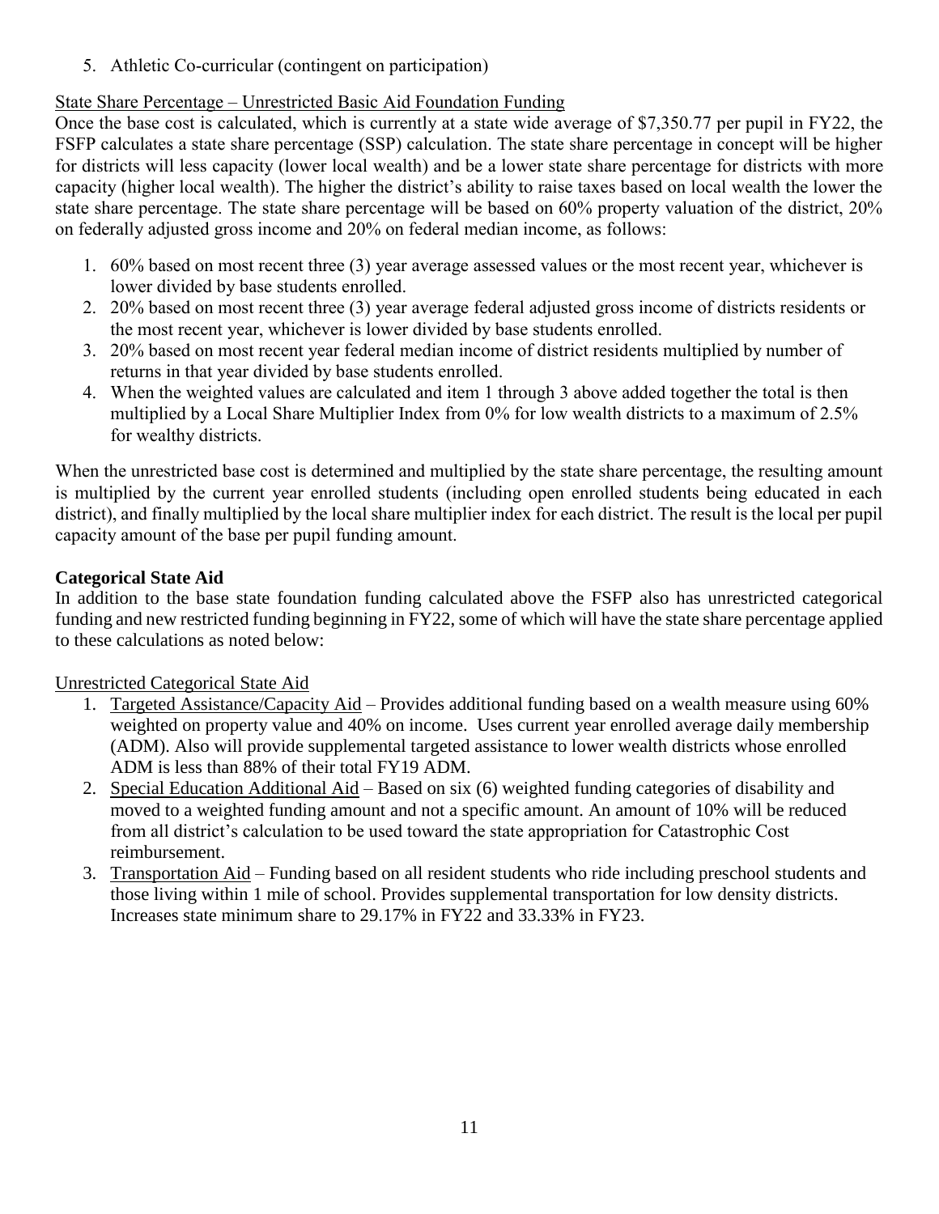5. Athletic Co-curricular (contingent on participation)

State Share Percentage – Unrestricted Basic Aid Foundation Funding

Once the base cost is calculated, which is currently at a state wide average of $7,350.77 per pupil in FY22, the FSFP calculates a state share percentage (SSP) calculation. The state share percentage in concept will be higher for districts will less capacity (lower local wealth) and be a lower state share percentage for districts with more capacity (higher local wealth). The higher the district's ability to raise taxes based on local wealth the lower the state share percentage. The state share percentage will be based on 60% property valuation of the district, 20% on federally adjusted gross income and 20% on federal median income, as follows:

1. 60% based on most recent three (3) year average assessed values or the most recent year, whichever is lower divided by base students enrolled.
2. 20% based on most recent three (3) year average federal adjusted gross income of districts residents or the most recent year, whichever is lower divided by base students enrolled.
3. 20% based on most recent year federal median income of district residents multiplied by number of returns in that year divided by base students enrolled.
4. When the weighted values are calculated and item 1 through 3 above added together the total is then multiplied by a Local Share Multiplier Index from 0% for low wealth districts to a maximum of 2.5% for wealthy districts.

When the unrestricted base cost is determined and multiplied by the state share percentage, the resulting amount is multiplied by the current year enrolled students (including open enrolled students being educated in each district), and finally multiplied by the local share multiplier index for each district. The result is the local per pupil capacity amount of the base per pupil funding amount.

**Categorical State Aid**

In addition to the base state foundation funding calculated above the FSFP also has unrestricted categorical funding and new restricted funding beginning in FY22, some of which will have the state share percentage applied to these calculations as noted below:

Unrestricted Categorical State Aid

1. Targeted Assistance/Capacity Aid – Provides additional funding based on a wealth measure using 60% weighted on property value and 40% on income. Uses current year enrolled average daily membership (ADM). Also will provide supplemental targeted assistance to lower wealth districts whose enrolled ADM is less than 88% of their total FY19 ADM.
2. Special Education Additional Aid – Based on six (6) weighted funding categories of disability and moved to a weighted funding amount and not a specific amount. An amount of 10% will be reduced from all district's calculation to be used toward the state appropriation for Catastrophic Cost reimbursement.
3. Transportation Aid – Funding based on all resident students who ride including preschool students and those living within 1 mile of school. Provides supplemental transportation for low density districts. Increases state minimum share to 29.17% in FY22 and 33.33% in FY23.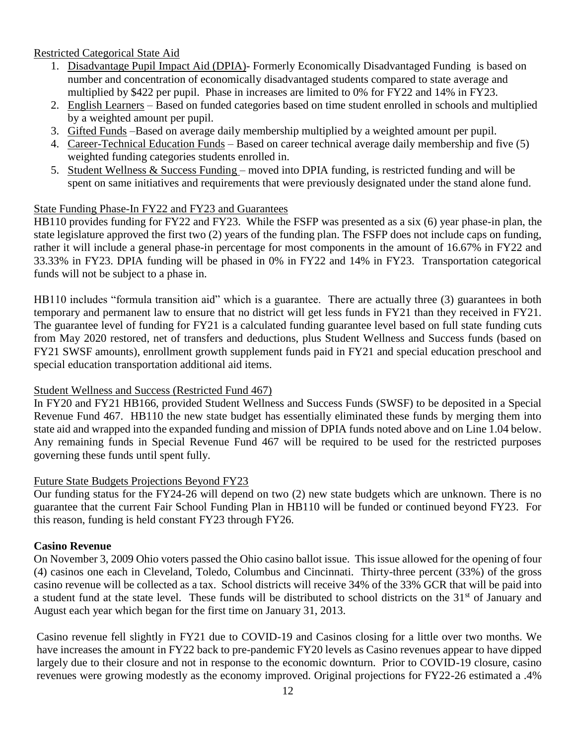Restricted Categorical State Aid

1. Disadvantage Pupil Impact Aid (DPIA)- Formerly Economically Disadvantaged Funding is based on number and concentration of economically disadvantaged students compared to state average and multiplied by $422 per pupil. Phase in increases are limited to 0% for FY22 and 14% in FY23.
2. English Learners – Based on funded categories based on time student enrolled in schools and multiplied by a weighted amount per pupil.
3. Gifted Funds –Based on average daily membership multiplied by a weighted amount per pupil.
4. Career-Technical Education Funds – Based on career technical average daily membership and five (5) weighted funding categories students enrolled in.
5. Student Wellness & Success Funding – moved into DPIA funding, is restricted funding and will be spent on same initiatives and requirements that were previously designated under the stand alone fund.

State Funding Phase-In FY22 and FY23 and Guarantees

HB110 provides funding for FY22 and FY23. While the FSFP was presented as a six (6) year phase-in plan, the state legislature approved the first two (2) years of the funding plan. The FSFP does not include caps on funding, rather it will include a general phase-in percentage for most components in the amount of 16.67% in FY22 and 33.33% in FY23. DPIA funding will be phased in 0% in FY22 and 14% in FY23. Transportation categorical funds will not be subject to a phase in.

HB110 includes "formula transition aid" which is a guarantee. There are actually three (3) guarantees in both temporary and permanent law to ensure that no district will get less funds in FY21 than they received in FY21. The guarantee level of funding for FY21 is a calculated funding guarantee level based on full state funding cuts from May 2020 restored, net of transfers and deductions, plus Student Wellness and Success funds (based on FY21 SWSF amounts), enrollment growth supplement funds paid in FY21 and special education preschool and special education transportation additional aid items.

Student Wellness and Success (Restricted Fund 467)

In FY20 and FY21 HB166, provided Student Wellness and Success Funds (SWSF) to be deposited in a Special Revenue Fund 467. HB110 the new state budget has essentially eliminated these funds by merging them into state aid and wrapped into the expanded funding and mission of DPIA funds noted above and on Line 1.04 below. Any remaining funds in Special Revenue Fund 467 will be required to be used for the restricted purposes governing these funds until spent fully.

Future State Budgets Projections Beyond FY23

Our funding status for the FY24-26 will depend on two (2) new state budgets which are unknown. There is no guarantee that the current Fair School Funding Plan in HB110 will be funded or continued beyond FY23. For this reason, funding is held constant FY23 through FY26.

**Casino Revenue**

On November 3, 2009 Ohio voters passed the Ohio casino ballot issue. This issue allowed for the opening of four (4) casinos one each in Cleveland, Toledo, Columbus and Cincinnati. Thirty-three percent (33%) of the gross casino revenue will be collected as a tax. School districts will receive 34% of the 33% GCR that will be paid into a student fund at the state level. These funds will be distributed to school districts on the 31st of January and August each year which began for the first time on January 31, 2013.

Casino revenue fell slightly in FY21 due to COVID-19 and Casinos closing for a little over two months. We have increases the amount in FY22 back to pre-pandemic FY20 levels as Casino revenues appear to have dipped largely due to their closure and not in response to the economic downturn. Prior to COVID-19 closure, casino revenues were growing modestly as the economy improved. Original projections for FY22-26 estimated a .4%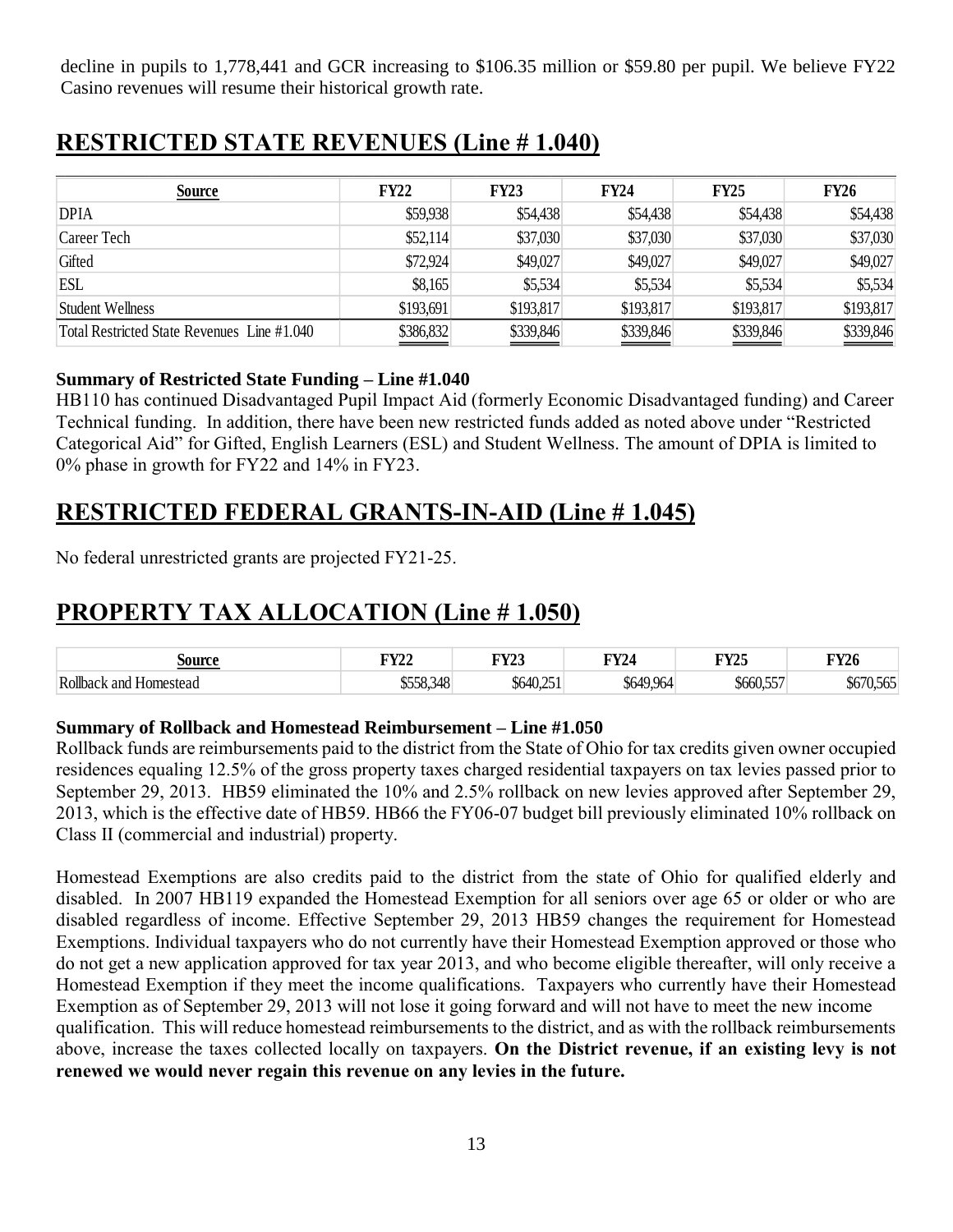decline in pupils to 1,778,441 and GCR increasing to \$106.35 million or \$59.80 per pupil. We believe FY22 Casino revenues will resume their historical growth rate.

## RESTRICTED STATE REVENUES (Line # 1.040)

| Source | FY22 | FY23 | FY24 | FY25 | FY26 |
|---|---|---|---|---|---|
| DPIA | \$59,938 | \$54,438 | \$54,438 | \$54,438 | \$54,438 |
| Career Tech | \$52,114 | \$37,030 | \$37,030 | \$37,030 | \$37,030 |
| Gifted | \$72,924 | \$49,027 | \$49,027 | \$49,027 | \$49,027 |
| ESL | \$8,165 | \$5,534 | \$5,534 | \$5,534 | \$5,534 |
| Student Wellness | \$193,691 | \$193,817 | \$193,817 | \$193,817 | \$193,817 |
| Total Restricted State Revenues Line #1.040 | \$386,832 | \$339,846 | \$339,846 | \$339,846 | \$339,846 |

**Summary of Restricted State Funding – Line #1.040**

HB110 has continued Disadvantaged Pupil Impact Aid (formerly Economic Disadvantaged funding) and Career Technical funding. In addition, there have been new restricted funds added as noted above under "Restricted Categorical Aid" for Gifted, English Learners (ESL) and Student Wellness. The amount of DPIA is limited to 0% phase in growth for FY22 and 14% in FY23.

## RESTRICTED FEDERAL GRANTS-IN-AID (Line # 1.045)

No federal unrestricted grants are projected FY21-25.

## PROPERTY TAX ALLOCATION (Line # 1.050)

| Source | FY22 | FY23 | FY24 | FY25 | FY26 |
|---|---|---|---|---|---|
| Rollback and Homestead | \$558,348 | \$640,251 | \$649,964 | \$660,557 | \$670,565 |

**Summary of Rollback and Homestead Reimbursement – Line #1.050**

Rollback funds are reimbursements paid to the district from the State of Ohio for tax credits given owner occupied residences equaling 12.5% of the gross property taxes charged residential taxpayers on tax levies passed prior to September 29, 2013. HB59 eliminated the 10% and 2.5% rollback on new levies approved after September 29, 2013, which is the effective date of HB59. HB66 the FY06-07 budget bill previously eliminated 10% rollback on Class II (commercial and industrial) property.

Homestead Exemptions are also credits paid to the district from the state of Ohio for qualified elderly and disabled. In 2007 HB119 expanded the Homestead Exemption for all seniors over age 65 or older or who are disabled regardless of income. Effective September 29, 2013 HB59 changes the requirement for Homestead Exemptions. Individual taxpayers who do not currently have their Homestead Exemption approved or those who do not get a new application approved for tax year 2013, and who become eligible thereafter, will only receive a Homestead Exemption if they meet the income qualifications. Taxpayers who currently have their Homestead Exemption as of September 29, 2013 will not lose it going forward and will not have to meet the new income qualification. This will reduce homestead reimbursements to the district, and as with the rollback reimbursements above, increase the taxes collected locally on taxpayers. **On the District revenue, if an existing levy is not renewed we would never regain this revenue on any levies in the future.**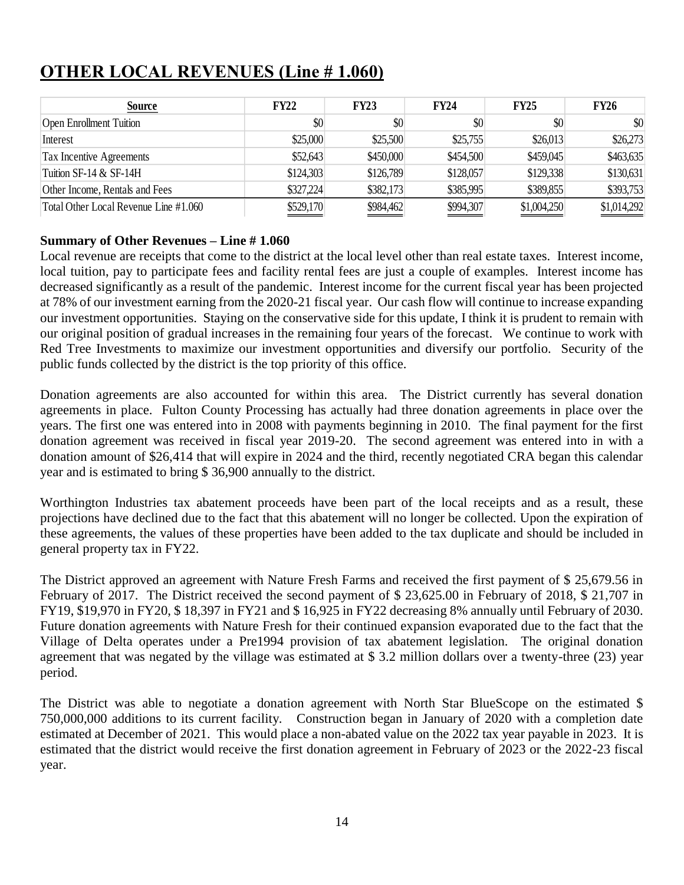# OTHER LOCAL REVENUES (Line # 1.060)

| Source | FY22 | FY23 | FY24 | FY25 | FY26 |
|---|---|---|---|---|---|
| Open Enrollment Tuition | $0 | $0 | $0 | $0 | $0 |
| Interest | $25,000 | $25,500 | $25,755 | $26,013 | $26,273 |
| Tax Incentive Agreements | $52,643 | $450,000 | $454,500 | $459,045 | $463,635 |
| Tuition SF-14 & SF-14H | $124,303 | $126,789 | $128,057 | $129,338 | $130,631 |
| Other Income, Rentals and Fees | $327,224 | $382,173 | $385,995 | $389,855 | $393,753 |
| Total Other Local Revenue Line #1.060 | $529,170 | $984,462 | $994,307 | $1,004,250 | $1,014,292 |

**Summary of Other Revenues – Line # 1.060**

Local revenue are receipts that come to the district at the local level other than real estate taxes. Interest income, local tuition, pay to participate fees and facility rental fees are just a couple of examples. Interest income has decreased significantly as a result of the pandemic. Interest income for the current fiscal year has been projected at 78% of our investment earning from the 2020-21 fiscal year. Our cash flow will continue to increase expanding our investment opportunities. Staying on the conservative side for this update, I think it is prudent to remain with our original position of gradual increases in the remaining four years of the forecast. We continue to work with Red Tree Investments to maximize our investment opportunities and diversify our portfolio. Security of the public funds collected by the district is the top priority of this office.

Donation agreements are also accounted for within this area. The District currently has several donation agreements in place. Fulton County Processing has actually had three donation agreements in place over the years. The first one was entered into in 2008 with payments beginning in 2010. The final payment for the first donation agreement was received in fiscal year 2019-20. The second agreement was entered into in with a donation amount of $26,414 that will expire in 2024 and the third, recently negotiated CRA began this calendar year and is estimated to bring $ 36,900 annually to the district.

Worthington Industries tax abatement proceeds have been part of the local receipts and as a result, these projections have declined due to the fact that this abatement will no longer be collected. Upon the expiration of these agreements, the values of these properties have been added to the tax duplicate and should be included in general property tax in FY22.

The District approved an agreement with Nature Fresh Farms and received the first payment of $ 25,679.56 in February of 2017. The District received the second payment of $ 23,625.00 in February of 2018, $ 21,707 in FY19, $19,970 in FY20, $ 18,397 in FY21 and $ 16,925 in FY22 decreasing 8% annually until February of 2030. Future donation agreements with Nature Fresh for their continued expansion evaporated due to the fact that the Village of Delta operates under a Pre1994 provision of tax abatement legislation. The original donation agreement that was negated by the village was estimated at $ 3.2 million dollars over a twenty-three (23) year period.

The District was able to negotiate a donation agreement with North Star BlueScope on the estimated $ 750,000,000 additions to its current facility. Construction began in January of 2020 with a completion date estimated at December of 2021. This would place a non-abated value on the 2022 tax year payable in 2023. It is estimated that the district would receive the first donation agreement in February of 2023 or the 2022-23 fiscal year.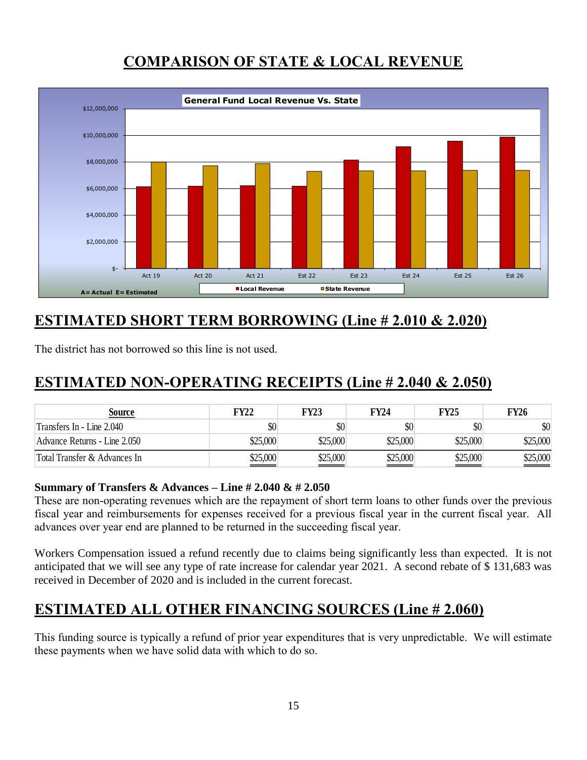# COMPARISON OF STATE & LOCAL REVENUE

## ESTIMATED SHORT TERM BORROWING (Line # 2.010 & 2.020)

The district has not borrowed so this line is not used.

## ESTIMATED NON-OPERATING RECEIPTS (Line # 2.040 & 2.050)

| Source | FY22 | FY23 | FY24 | FY25 | FY26 |
|---|---|---|---|---|---|
| Transfers In - Line 2.040 | $0 | $0 | $0 | $0 | $0 |
| Advance Returns - Line 2.050 | $25,000 | $25,000 | $25,000 | $25,000 | $25,000 |
| Total Transfer & Advances In | $25,000 | $25,000 | $25,000 | $25,000 | $25,000 |

**Summary of Transfers & Advances – Line # 2.040 & # 2.050**

These are non-operating revenues which are the repayment of short term loans to other funds over the previous fiscal year and reimbursements for expenses received for a previous fiscal year in the current fiscal year. All advances over year end are planned to be returned in the succeeding fiscal year.

Workers Compensation issued a refund recently due to claims being significantly less than expected. It is not anticipated that we will see any type of rate increase for calendar year 2021. A second rebate of $ 131,683 was received in December of 2020 and is included in the current forecast.

## ESTIMATED ALL OTHER FINANCING SOURCES (Line # 2.060)

This funding source is typically a refund of prior year expenditures that is very unpredictable. We will estimate these payments when we have solid data with which to do so.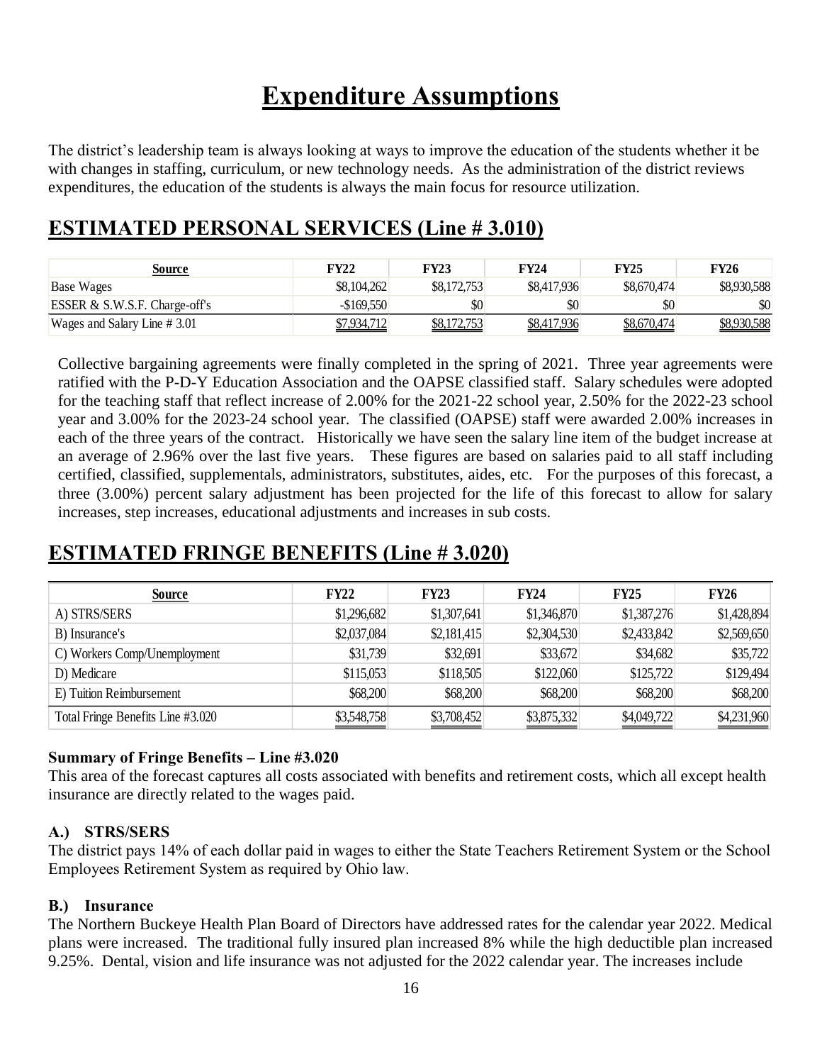# Expenditure Assumptions

The district's leadership team is always looking at ways to improve the education of the students whether it be with changes in staffing, curriculum, or new technology needs. As the administration of the district reviews expenditures, the education of the students is always the main focus for resource utilization.

## ESTIMATED PERSONAL SERVICES (Line # 3.010)

| Source | FY22 | FY23 | FY24 | FY25 | FY26 |
|---|---|---|---|---|---|
| Base Wages | $8,104,262 | $8,172,753 | $8,417,936 | $8,670,474 | $8,930,588 |
| ESSER & S.W.S.F. Charge-off's | -$169,550 | $0 | $0 | $0 | $0 |
| Wages and Salary Line # 3.01 | $7,934,712 | $8,172,753 | $8,417,936 | $8,670,474 | $8,930,588 |

Collective bargaining agreements were finally completed in the spring of 2021. Three year agreements were ratified with the P-D-Y Education Association and the OAPSE classified staff. Salary schedules were adopted for the teaching staff that reflect increase of 2.00% for the 2021-22 school year, 2.50% for the 2022-23 school year and 3.00% for the 2023-24 school year. The classified (OAPSE) staff were awarded 2.00% increases in each of the three years of the contract. Historically we have seen the salary line item of the budget increase at an average of 2.96% over the last five years. These figures are based on salaries paid to all staff including certified, classified, supplementals, administrators, substitutes, aides, etc. For the purposes of this forecast, a three (3.00%) percent salary adjustment has been projected for the life of this forecast to allow for salary increases, step increases, educational adjustments and increases in sub costs.

## ESTIMATED FRINGE BENEFITS (Line # 3.020)

| Source | FY22 | FY23 | FY24 | FY25 | FY26 |
|---|---|---|---|---|---|
| A) STRS/SERS | $1,296,682 | $1,307,641 | $1,346,870 | $1,387,276 | $1,428,894 |
| B) Insurance's | $2,037,084 | $2,181,415 | $2,304,530 | $2,433,842 | $2,569,650 |
| C) Workers Comp/Unemployment | $31,739 | $32,691 | $33,672 | $34,682 | $35,722 |
| D) Medicare | $115,053 | $118,505 | $122,060 | $125,722 | $129,494 |
| E) Tuition Reimbursement | $68,200 | $68,200 | $68,200 | $68,200 | $68,200 |
| Total Fringe Benefits Line #3.020 | $3,548,758 | $3,708,452 | $3,875,332 | $4,049,722 | $4,231,960 |

**Summary of Fringe Benefits – Line #3.020**

This area of the forecast captures all costs associated with benefits and retirement costs, which all except health insurance are directly related to the wages paid.

**A.) STRS/SERS**

The district pays 14% of each dollar paid in wages to either the State Teachers Retirement System or the School Employees Retirement System as required by Ohio law.

**B.) Insurance**

The Northern Buckeye Health Plan Board of Directors have addressed rates for the calendar year 2022. Medical plans were increased. The traditional fully insured plan increased 8% while the high deductible plan increased 9.25%. Dental, vision and life insurance was not adjusted for the 2022 calendar year. The increases include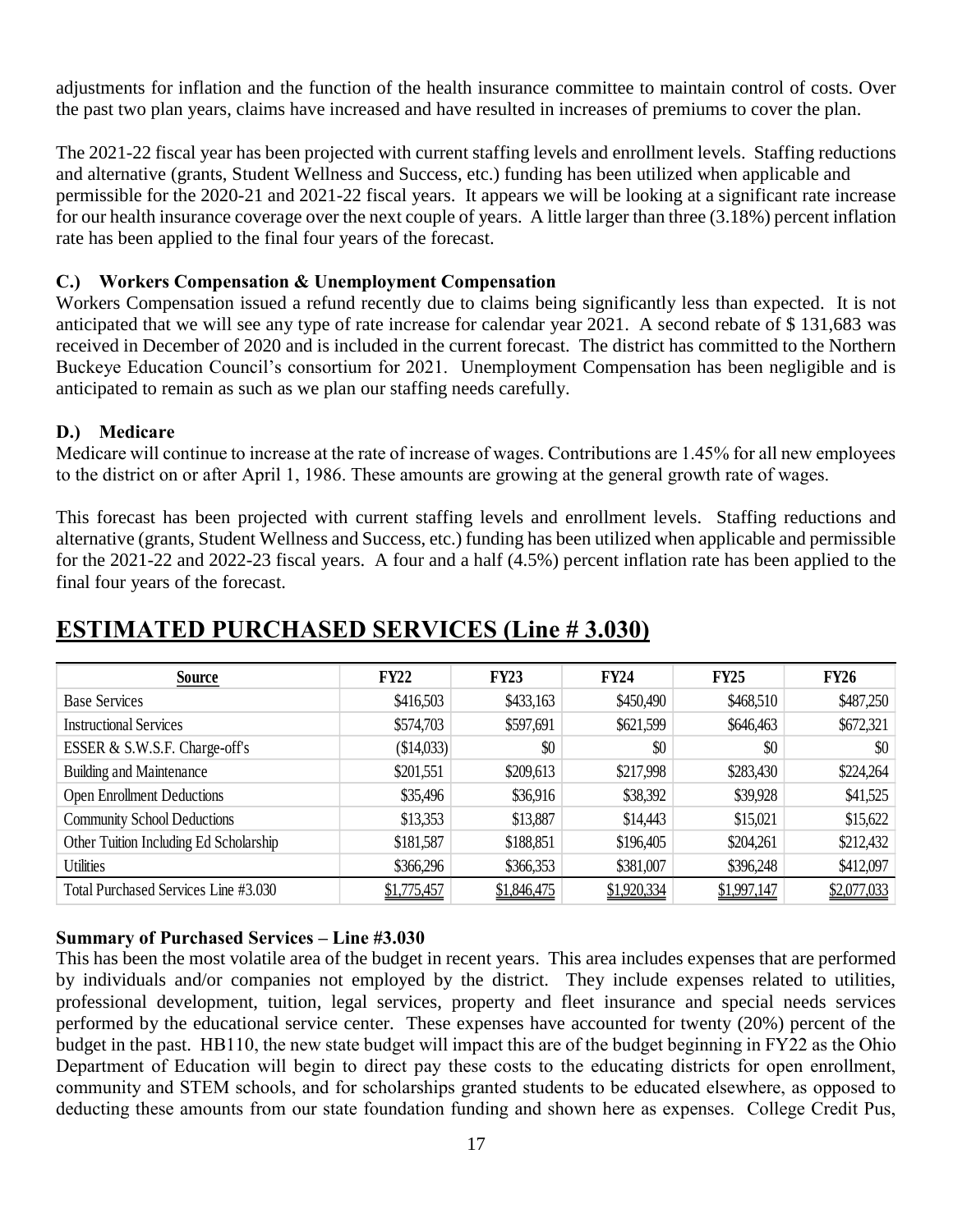adjustments for inflation and the function of the health insurance committee to maintain control of costs. Over the past two plan years, claims have increased and have resulted in increases of premiums to cover the plan.

The 2021-22 fiscal year has been projected with current staffing levels and enrollment levels. Staffing reductions and alternative (grants, Student Wellness and Success, etc.) funding has been utilized when applicable and permissible for the 2020-21 and 2021-22 fiscal years. It appears we will be looking at a significant rate increase for our health insurance coverage over the next couple of years. A little larger than three (3.18%) percent inflation rate has been applied to the final four years of the forecast.

### C.) Workers Compensation & Unemployment Compensation

Workers Compensation issued a refund recently due to claims being significantly less than expected. It is not anticipated that we will see any type of rate increase for calendar year 2021. A second rebate of $ 131,683 was received in December of 2020 and is included in the current forecast. The district has committed to the Northern Buckeye Education Council's consortium for 2021. Unemployment Compensation has been negligible and is anticipated to remain as such as we plan our staffing needs carefully.

### D.) Medicare

Medicare will continue to increase at the rate of increase of wages. Contributions are 1.45% for all new employees to the district on or after April 1, 1986. These amounts are growing at the general growth rate of wages.

This forecast has been projected with current staffing levels and enrollment levels. Staffing reductions and alternative (grants, Student Wellness and Success, etc.) funding has been utilized when applicable and permissible for the 2021-22 and 2022-23 fiscal years. A four and a half (4.5%) percent inflation rate has been applied to the final four years of the forecast.

## ESTIMATED PURCHASED SERVICES (Line # 3.030)

| Source | FY22 | FY23 | FY24 | FY25 | FY26 |
|---|---|---|---|---|---|
| Base Services | $416,503 | $433,163 | $450,490 | $468,510 | $487,250 |
| Instructional Services | $574,703 | $597,691 | $621,599 | $646,463 | $672,321 |
| ESSER & S.W.S.F. Charge-off's | ($14,033) | $0 | $0 | $0 | $0 |
| Building and Maintenance | $201,551 | $209,613 | $217,998 | $283,430 | $224,264 |
| Open Enrollment Deductions | $35,496 | $36,916 | $38,392 | $39,928 | $41,525 |
| Community School Deductions | $13,353 | $13,887 | $14,443 | $15,021 | $15,622 |
| Other Tuition Including Ed Scholarship | $181,587 | $188,851 | $196,405 | $204,261 | $212,432 |
| Utilities | $366,296 | $366,353 | $381,007 | $396,248 | $412,097 |
| Total Purchased Services Line #3.030 | $1,775,457 | $1,846,475 | $1,920,334 | $1,997,147 | $2,077,033 |

**Summary of Purchased Services – Line #3.030**

This has been the most volatile area of the budget in recent years. This area includes expenses that are performed by individuals and/or companies not employed by the district. They include expenses related to utilities, professional development, tuition, legal services, property and fleet insurance and special needs services performed by the educational service center. These expenses have accounted for twenty (20%) percent of the budget in the past. HB110, the new state budget will impact this are of the budget beginning in FY22 as the Ohio Department of Education will begin to direct pay these costs to the educating districts for open enrollment, community and STEM schools, and for scholarships granted students to be educated elsewhere, as opposed to deducting these amounts from our state foundation funding and shown here as expenses. College Credit Pus,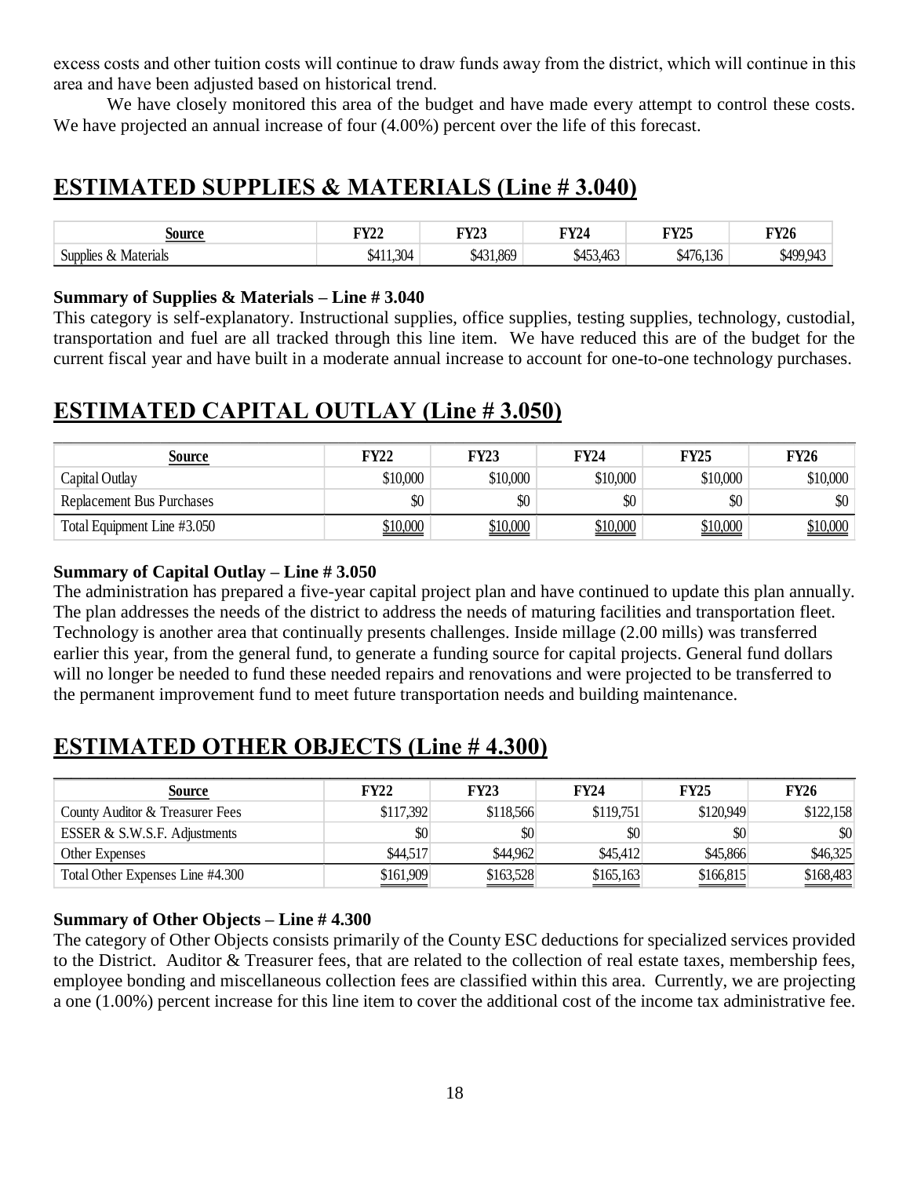excess costs and other tuition costs will continue to draw funds away from the district, which will continue in this area and have been adjusted based on historical trend.

We have closely monitored this area of the budget and have made every attempt to control these costs. We have projected an annual increase of four (4.00%) percent over the life of this forecast.

## ESTIMATED SUPPLIES & MATERIALS (Line # 3.040)

| Source | FY22 | FY23 | FY24 | FY25 | FY26 |
|---|---|---|---|---|---|
| Supplies & Materials | $411,304 | $431,869 | $453,463 | $476,136 | $499,943 |

**Summary of Supplies & Materials – Line # 3.040**

This category is self-explanatory. Instructional supplies, office supplies, testing supplies, technology, custodial, transportation and fuel are all tracked through this line item. We have reduced this are of the budget for the current fiscal year and have built in a moderate annual increase to account for one-to-one technology purchases.

## ESTIMATED CAPITAL OUTLAY (Line # 3.050)

| Source | FY22 | FY23 | FY24 | FY25 | FY26 |
|---|---|---|---|---|---|
| Capital Outlay | $10,000 | $10,000 | $10,000 | $10,000 | $10,000 |
| Replacement Bus Purchases | $0 | $0 | $0 | $0 | $0 |
| Total Equipment Line #3.050 | $10,000 | $10,000 | $10,000 | $10,000 | $10,000 |

**Summary of Capital Outlay – Line # 3.050**

The administration has prepared a five-year capital project plan and have continued to update this plan annually. The plan addresses the needs of the district to address the needs of maturing facilities and transportation fleet. Technology is another area that continually presents challenges. Inside millage (2.00 mills) was transferred earlier this year, from the general fund, to generate a funding source for capital projects. General fund dollars will no longer be needed to fund these needed repairs and renovations and were projected to be transferred to the permanent improvement fund to meet future transportation needs and building maintenance.

## ESTIMATED OTHER OBJECTS (Line # 4.300)

| Source | FY22 | FY23 | FY24 | FY25 | FY26 |
|---|---|---|---|---|---|
| County Auditor & Treasurer Fees | $117,392 | $118,566 | $119,751 | $120,949 | $122,158 |
| ESSER & S.W.S.F. Adjustments | $0 | $0 | $0 | $0 | $0 |
| Other Expenses | $44,517 | $44,962 | $45,412 | $45,866 | $46,325 |
| Total Other Expenses Line #4.300 | $161,909 | $163,528 | $165,163 | $166,815 | $168,483 |

**Summary of Other Objects – Line # 4.300**

The category of Other Objects consists primarily of the County ESC deductions for specialized services provided to the District. Auditor & Treasurer fees, that are related to the collection of real estate taxes, membership fees, employee bonding and miscellaneous collection fees are classified within this area. Currently, we are projecting a one (1.00%) percent increase for this line item to cover the additional cost of the income tax administrative fee.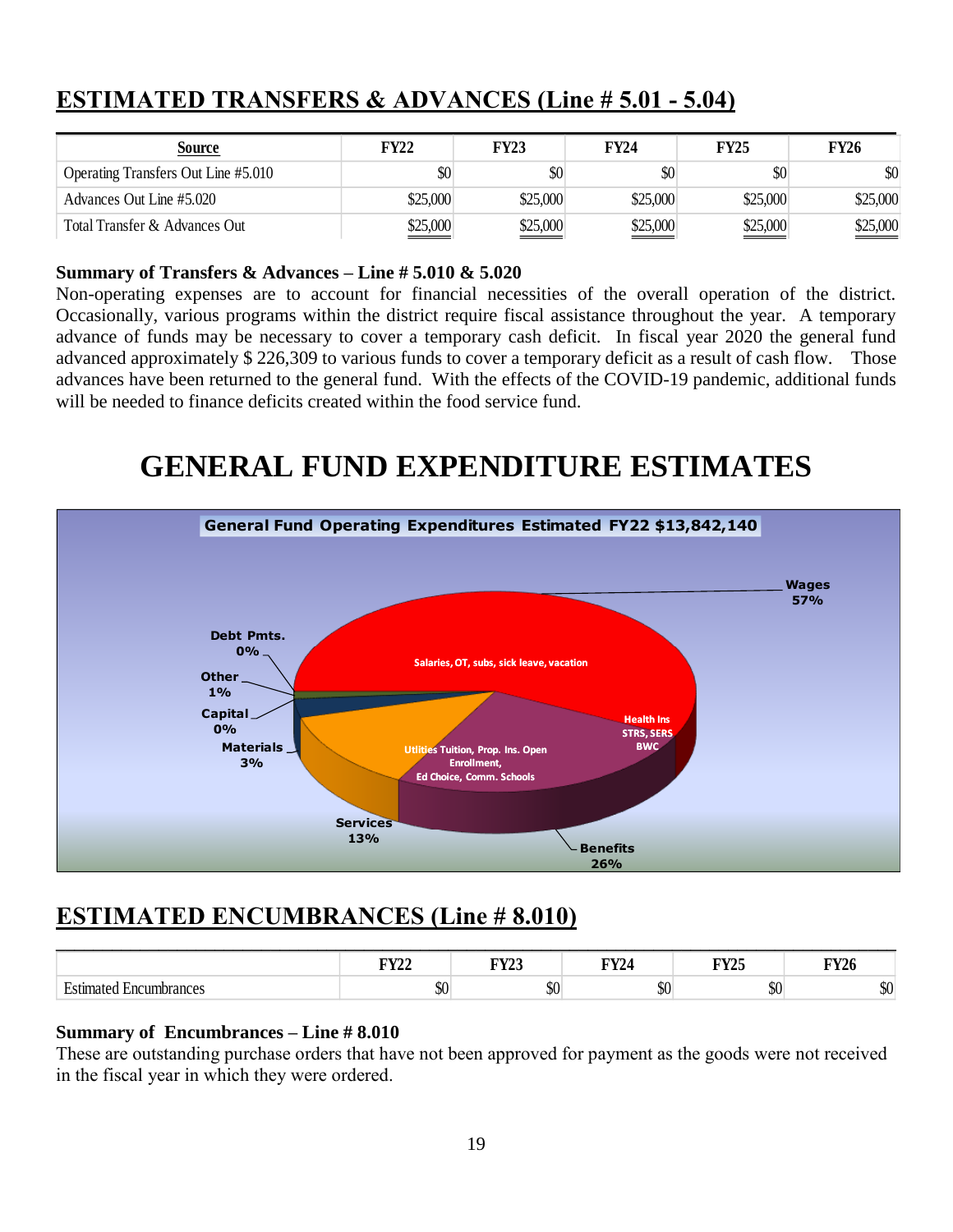## ESTIMATED TRANSFERS & ADVANCES (Line # 5.01 - 5.04)

| Source | FY22 | FY23 | FY24 | FY25 | FY26 |
|---|---|---|---|---|---|
| Operating Transfers Out Line #5.010 | $0 | $0 | $0 | $0 | $0 |
| Advances Out Line #5.020 | $25,000 | $25,000 | $25,000 | $25,000 | $25,000 |
| Total Transfer & Advances Out | $25,000 | $25,000 | $25,000 | $25,000 | $25,000 |

**Summary of Transfers & Advances – Line # 5.010 & 5.020**

Non-operating expenses are to account for financial necessities of the overall operation of the district. Occasionally, various programs within the district require fiscal assistance throughout the year. A temporary advance of funds may be necessary to cover a temporary cash deficit. In fiscal year 2020 the general fund advanced approximately $ 226,309 to various funds to cover a temporary deficit as a result of cash flow. Those advances have been returned to the general fund. With the effects of the COVID-19 pandemic, additional funds will be needed to finance deficits created within the food service fund.

# GENERAL FUND EXPENDITURE ESTIMATES

General Fund Operating Expenditures Estimated FY22 $13,842,140

- Wages 57% (Salaries, OT, subs, sick leave, vacation)
- Benefits 26% (Health Ins, STRS, SERS, BWC)
- Services 13% (Utilities Tuition, Prop. Ins. Open Enrollment, Ed Choice, Comm. Schools)
- Materials 3%
- Capital 0%
- Other 1%
- Debt Pmts. 0%

## ESTIMATED ENCUMBRANCES (Line # 8.010)

| | FY22 | FY23 | FY24 | FY25 | FY26 |
|---|---|---|---|---|---|
| Estimated Encumbrances | $0 | $0 | $0 | $0 | $0 |

**Summary of Encumbrances – Line # 8.010**

These are outstanding purchase orders that have not been approved for payment as the goods were not received in the fiscal year in which they were ordered.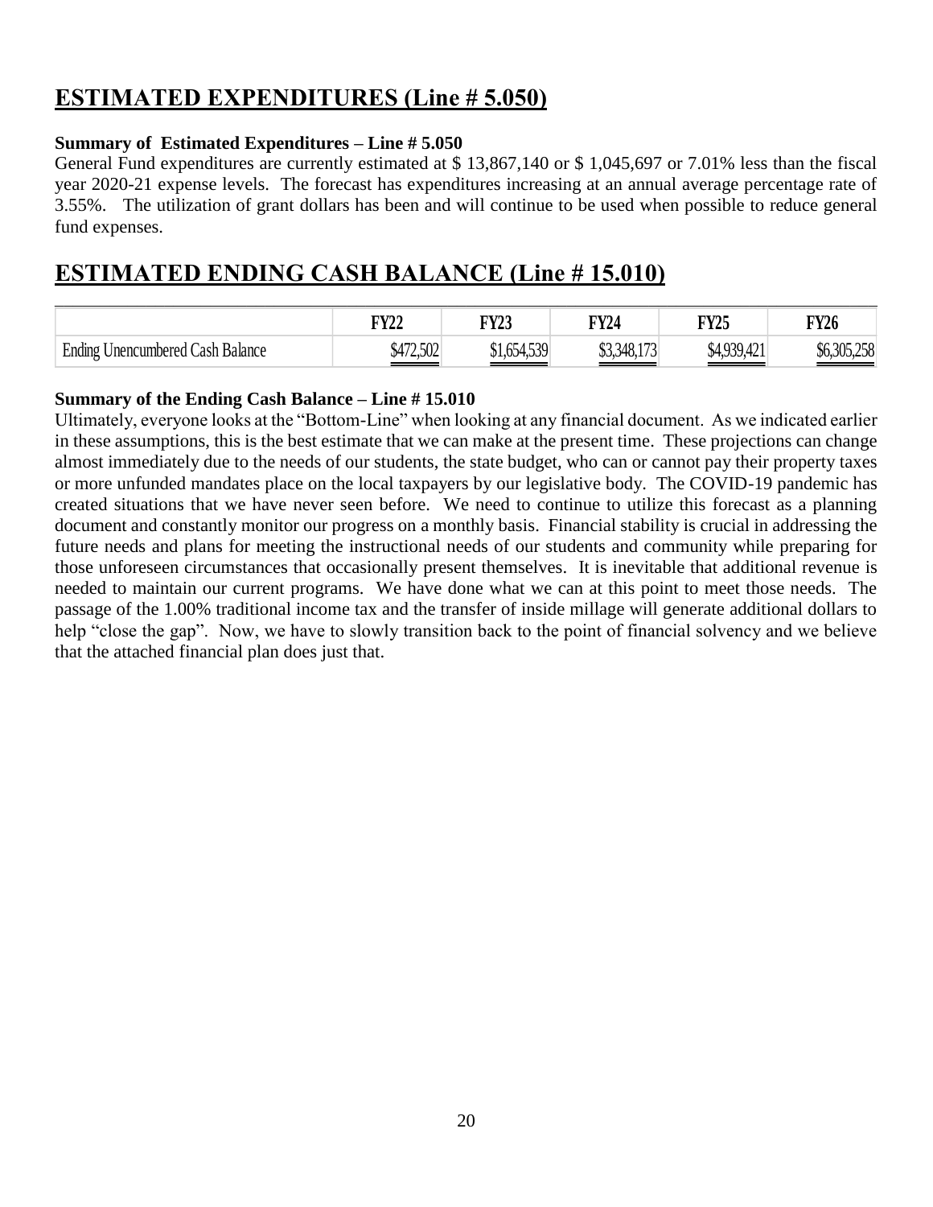## ESTIMATED EXPENDITURES (Line # 5.050)

**Summary of Estimated Expenditures – Line # 5.050**

General Fund expenditures are currently estimated at $ 13,867,140 or $ 1,045,697 or 7.01% less than the fiscal year 2020-21 expense levels. The forecast has expenditures increasing at an annual average percentage rate of 3.55%. The utilization of grant dollars has been and will continue to be used when possible to reduce general fund expenses.

## ESTIMATED ENDING CASH BALANCE (Line # 15.010)

| | FY22 | FY23 | FY24 | FY25 | FY26 |
|---|---|---|---|---|---|
| Ending Unencumbered Cash Balance | $472,502 | $1,654,539 | $3,348,173 | $4,939,421 | $6,305,258 |

**Summary of the Ending Cash Balance – Line # 15.010**

Ultimately, everyone looks at the "Bottom-Line" when looking at any financial document. As we indicated earlier in these assumptions, this is the best estimate that we can make at the present time. These projections can change almost immediately due to the needs of our students, the state budget, who can or cannot pay their property taxes or more unfunded mandates place on the local taxpayers by our legislative body. The COVID-19 pandemic has created situations that we have never seen before. We need to continue to utilize this forecast as a planning document and constantly monitor our progress on a monthly basis. Financial stability is crucial in addressing the future needs and plans for meeting the instructional needs of our students and community while preparing for those unforeseen circumstances that occasionally present themselves. It is inevitable that additional revenue is needed to maintain our current programs. We have done what we can at this point to meet those needs. The passage of the 1.00% traditional income tax and the transfer of inside millage will generate additional dollars to help "close the gap". Now, we have to slowly transition back to the point of financial solvency and we believe that the attached financial plan does just that.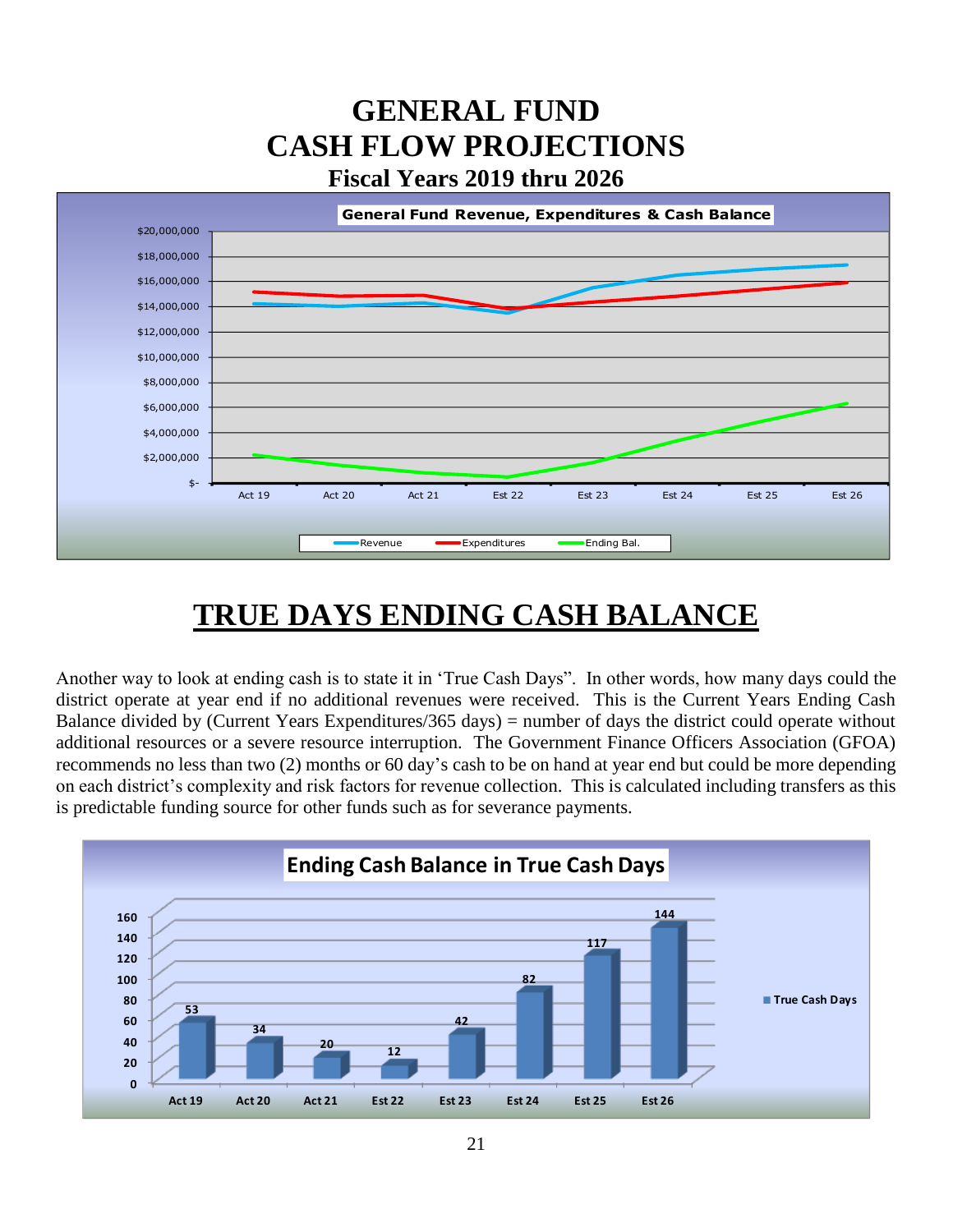# GENERAL FUND
# CASH FLOW PROJECTIONS
### Fiscal Years 2019 thru 2026

General Fund Revenue, Expenditures & Cash Balance

$20,000,000
$18,000,000
$16,000,000
$14,000,000
$12,000,000
$10,000,000
$8,000,000
$6,000,000
$4,000,000
$2,000,000
$-

Act 19, Act 20, Act 21, Est 22, Est 23, Est 24, Est 25, Est 26

Revenue, Expenditures, Ending Bal.

# TRUE DAYS ENDING CASH BALANCE

Another way to look at ending cash is to state it in 'True Cash Days". In other words, how many days could the district operate at year end if no additional revenues were received. This is the Current Years Ending Cash Balance divided by (Current Years Expenditures/365 days) = number of days the district could operate without additional resources or a severe resource interruption. The Government Finance Officers Association (GFOA) recommends no less than two (2) months or 60 day's cash to be on hand at year end but could be more depending on each district's complexity and risk factors for revenue collection. This is calculated including transfers as this is predictable funding source for other funds such as for severance payments.

Ending Cash Balance in True Cash Days

160
140
120
100
80
60
40
20
0

53, 34, 20, 12, 42, 82, 117, 144

Act 19, Act 20, Act 21, Est 22, Est 23, Est 24, Est 25, Est 26

True Cash Days